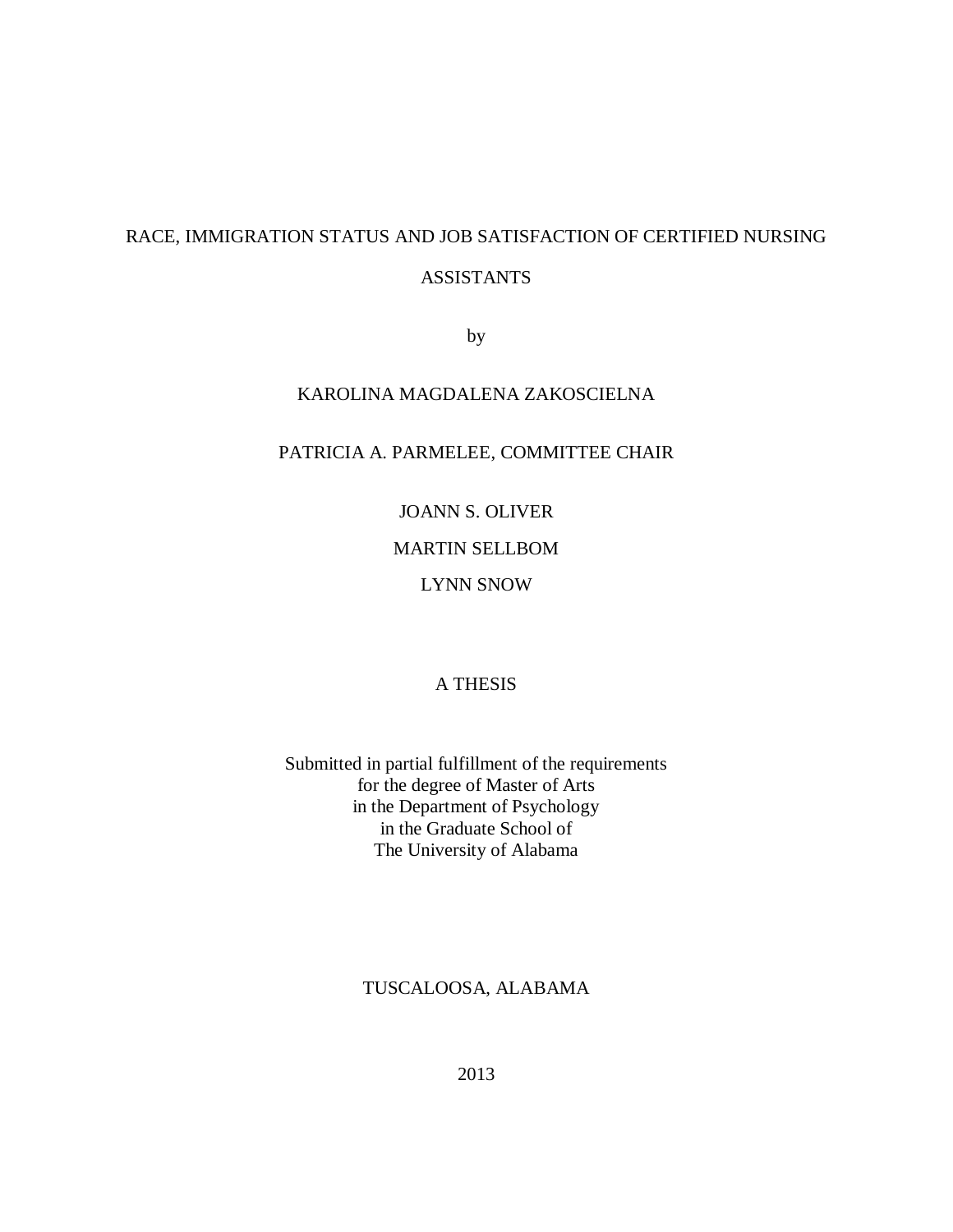# RACE, IMMIGRATION STATUS AND JOB SATISFACTION OF CERTIFIED NURSING ASSISTANTS

by

KAROLINA MAGDALENA ZAKOSCIELNA

PATRICIA A. PARMELEE, COMMITTEE CHAIR

JOANN S. OLIVER

MARTIN SELLBOM

LYNN SNOW

A THESIS

Submitted in partial fulfillment of the requirements
for the degree of Master of Arts
in the Department of Psychology
in the Graduate School of
The University of Alabama

TUSCALOOSA, ALABAMA

2013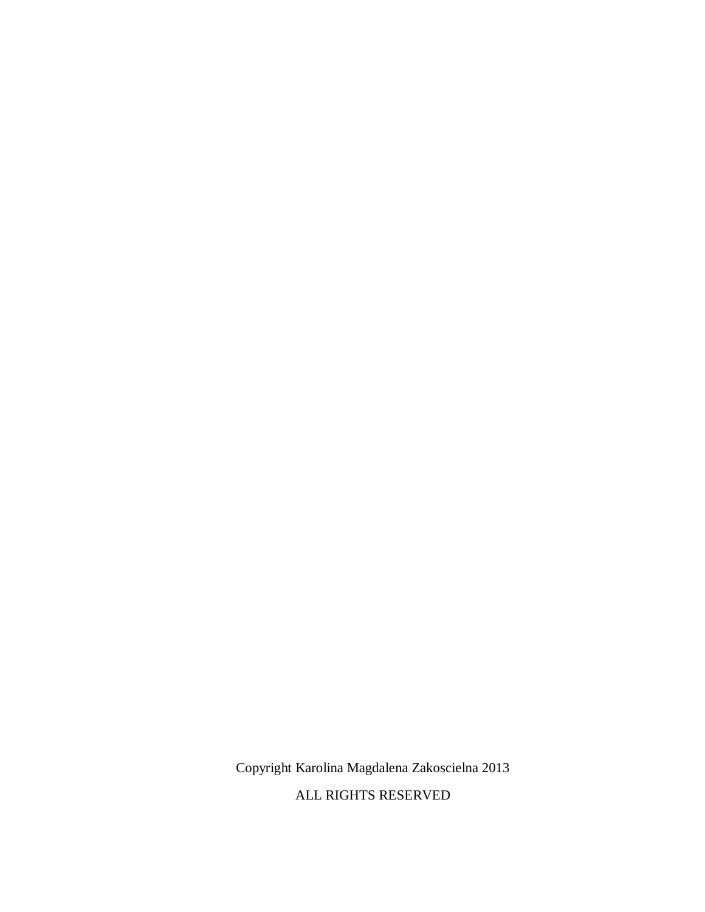Copyright Karolina Magdalena Zakoscielna 2013

ALL RIGHTS RESERVED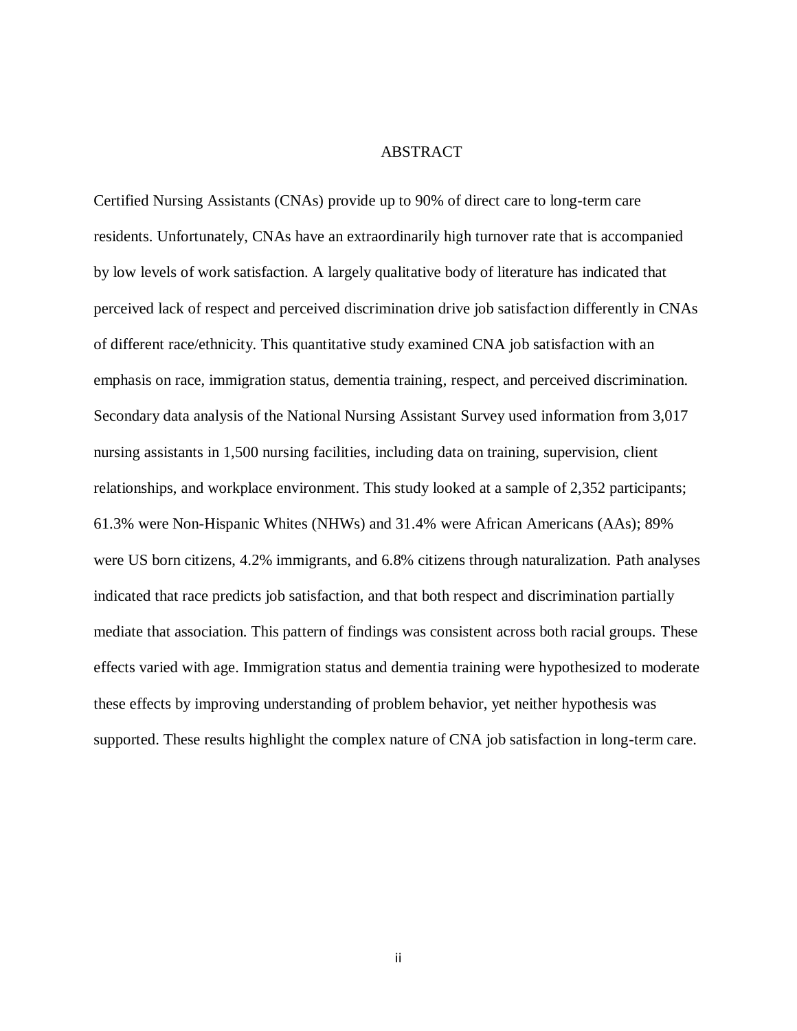# ABSTRACT

Certified Nursing Assistants (CNAs) provide up to 90% of direct care to long-term care residents. Unfortunately, CNAs have an extraordinarily high turnover rate that is accompanied by low levels of work satisfaction. A largely qualitative body of literature has indicated that perceived lack of respect and perceived discrimination drive job satisfaction differently in CNAs of different race/ethnicity. This quantitative study examined CNA job satisfaction with an emphasis on race, immigration status, dementia training, respect, and perceived discrimination. Secondary data analysis of the National Nursing Assistant Survey used information from 3,017 nursing assistants in 1,500 nursing facilities, including data on training, supervision, client relationships, and workplace environment. This study looked at a sample of 2,352 participants; 61.3% were Non-Hispanic Whites (NHWs) and 31.4% were African Americans (AAs); 89% were US born citizens, 4.2% immigrants, and 6.8% citizens through naturalization. Path analyses indicated that race predicts job satisfaction, and that both respect and discrimination partially mediate that association. This pattern of findings was consistent across both racial groups. These effects varied with age. Immigration status and dementia training were hypothesized to moderate these effects by improving understanding of problem behavior, yet neither hypothesis was supported. These results highlight the complex nature of CNA job satisfaction in long-term care.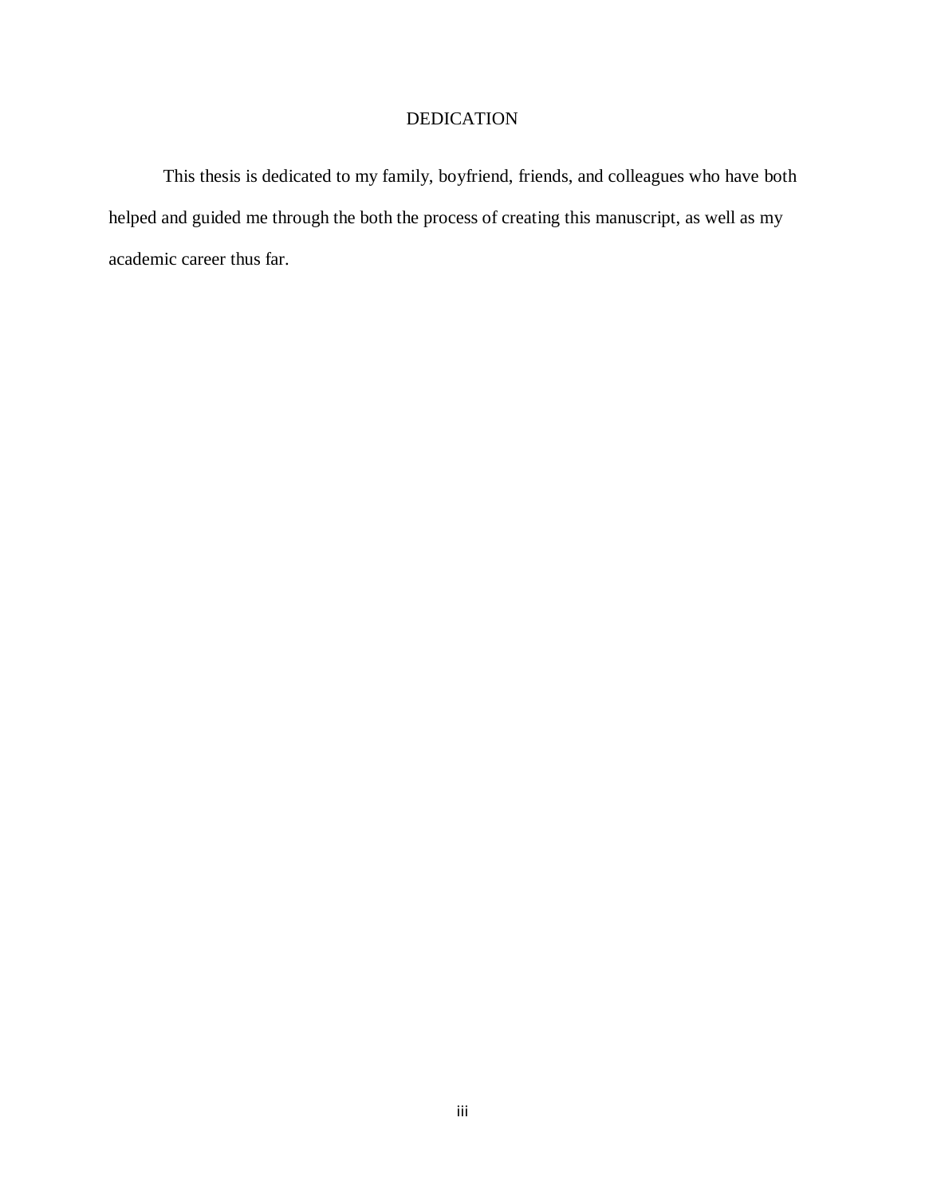# DEDICATION

This thesis is dedicated to my family, boyfriend, friends, and colleagues who have both helped and guided me through the both the process of creating this manuscript, as well as my academic career thus far.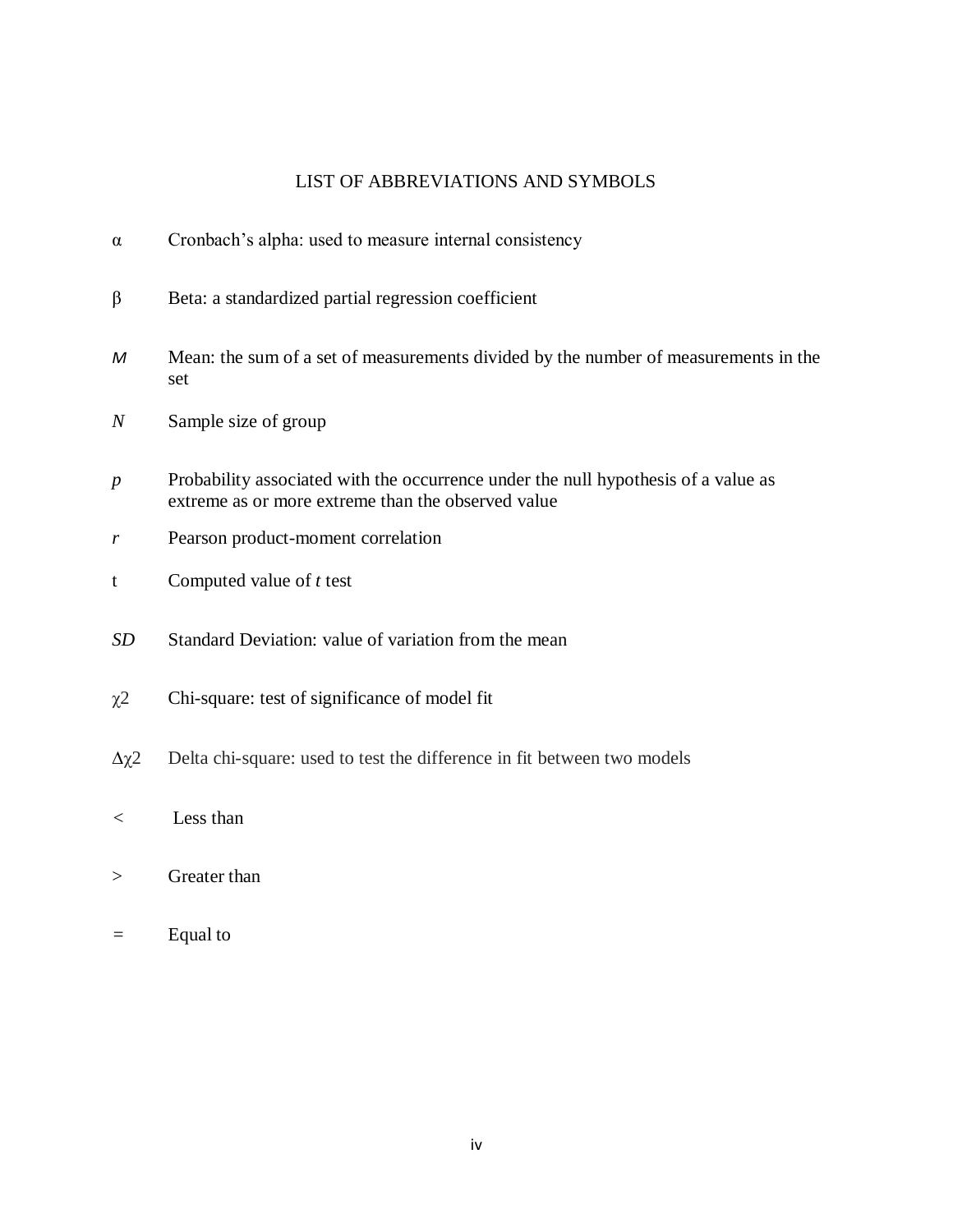## LIST OF ABBREVIATIONS AND SYMBOLS

$\alpha$ — Cronbach's alpha: used to measure internal consistency

$\beta$ — Beta: a standardized partial regression coefficient

*M* — Mean: the sum of a set of measurements divided by the number of measurements in the set

*N* — Sample size of group

*p* — Probability associated with the occurrence under the null hypothesis of a value as extreme as or more extreme than the observed value

*r* — Pearson product-moment correlation

t — Computed value of *t* test

*SD* — Standard Deviation: value of variation from the mean

$\chi 2$ — Chi-square: test of significance of model fit

$\Delta\chi 2$ — Delta chi-square: used to test the difference in fit between two models

< — Less than

> — Greater than

= — Equal to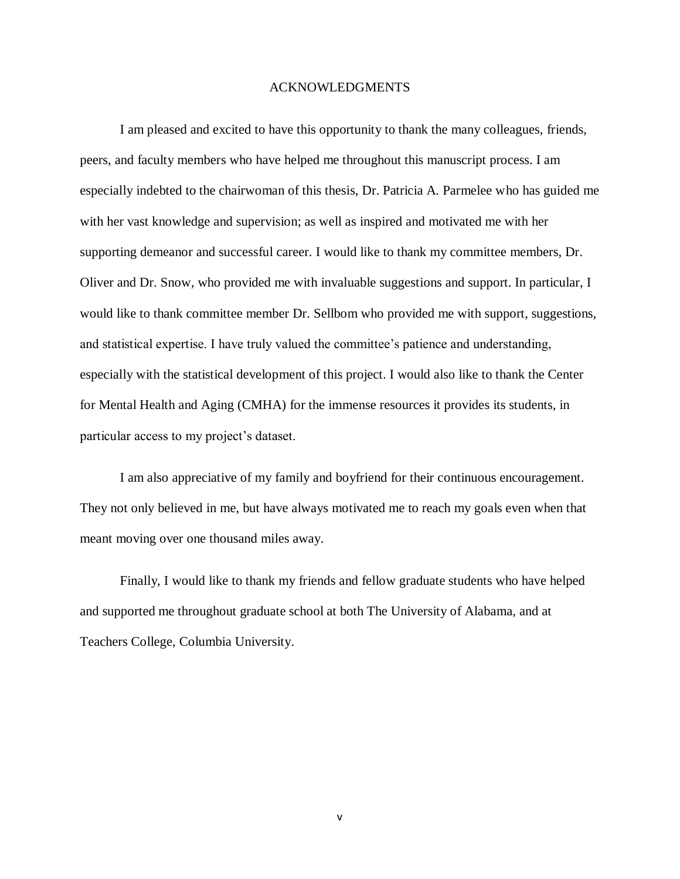# ACKNOWLEDGMENTS

I am pleased and excited to have this opportunity to thank the many colleagues, friends, peers, and faculty members who have helped me throughout this manuscript process. I am especially indebted to the chairwoman of this thesis, Dr. Patricia A. Parmelee who has guided me with her vast knowledge and supervision; as well as inspired and motivated me with her supporting demeanor and successful career. I would like to thank my committee members, Dr. Oliver and Dr. Snow, who provided me with invaluable suggestions and support. In particular, I would like to thank committee member Dr. Sellbom who provided me with support, suggestions, and statistical expertise. I have truly valued the committee's patience and understanding, especially with the statistical development of this project. I would also like to thank the Center for Mental Health and Aging (CMHA) for the immense resources it provides its students, in particular access to my project's dataset.

I am also appreciative of my family and boyfriend for their continuous encouragement. They not only believed in me, but have always motivated me to reach my goals even when that meant moving over one thousand miles away.

Finally, I would like to thank my friends and fellow graduate students who have helped and supported me throughout graduate school at both The University of Alabama, and at Teachers College, Columbia University.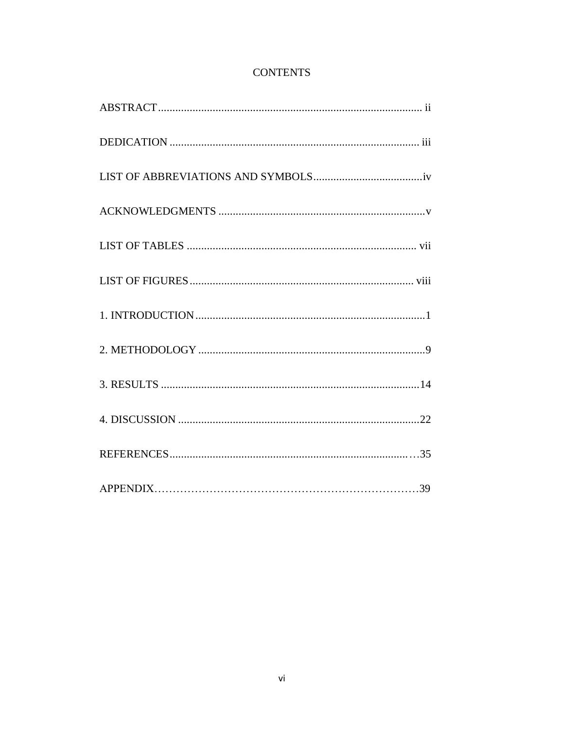# CONTENTS

ABSTRACT ........................................................................................... ii

DEDICATION ...................................................................................... iii

LIST OF ABBREVIATIONS AND SYMBOLS......................................iv

ACKNOWLEDGMENTS .......................................................................v

LIST OF TABLES ............................................................................... vii

LIST OF FIGURES ............................................................................. viii

1. INTRODUCTION ................................................................................1

2. METHODOLOGY ...............................................................................9

3. RESULTS ..........................................................................................14

4. DISCUSSION ....................................................................................22

REFERENCES.......................................................................................35

APPENDIX……………………………………………………………39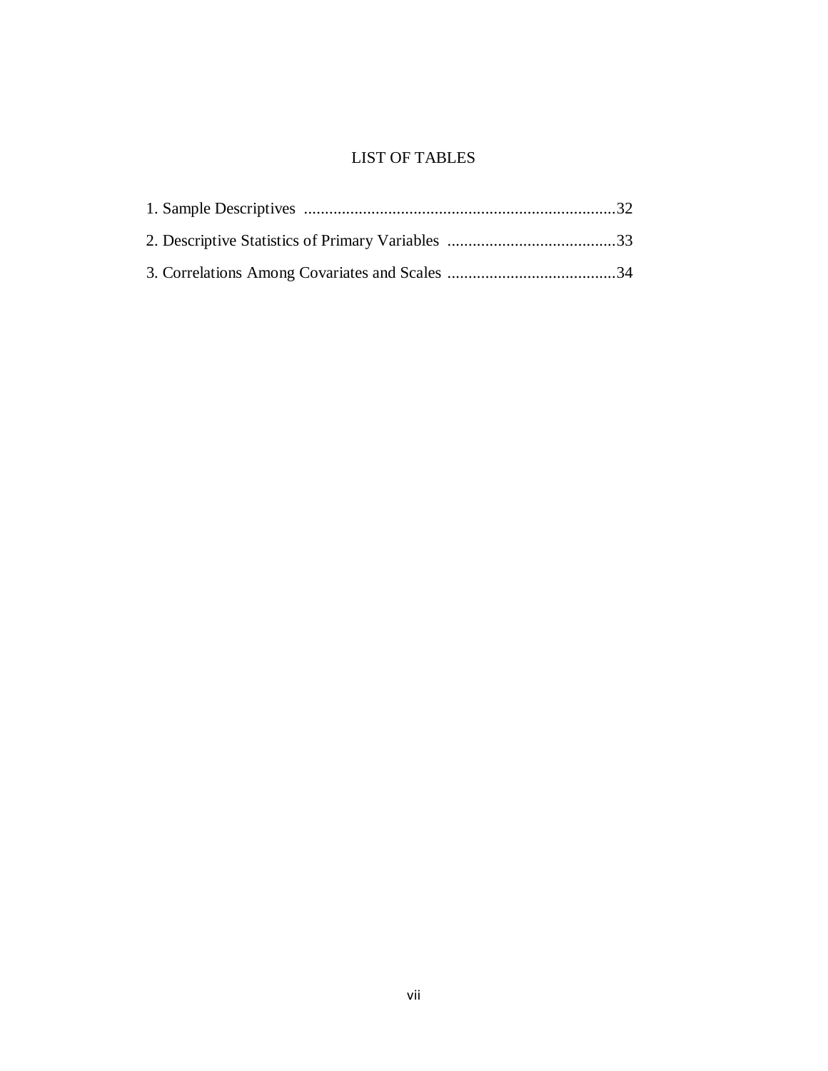# LIST OF TABLES

1. Sample Descriptives ..........................................................................32
2. Descriptive Statistics of Primary Variables ........................................33
3. Correlations Among Covariates and Scales ........................................34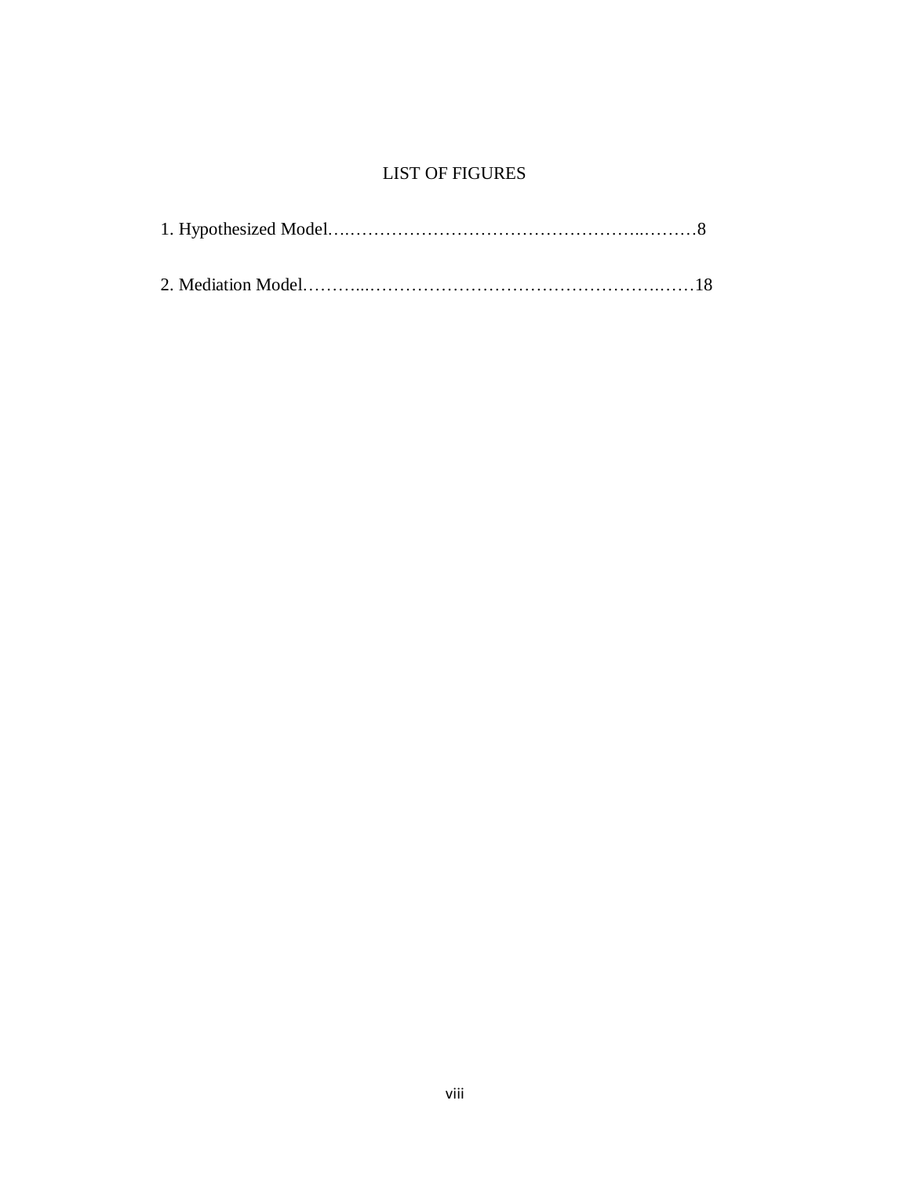# LIST OF FIGURES

1. Hypothesized Model….…………………………………………..………8

2. Mediation Model………...…………………………………………..……18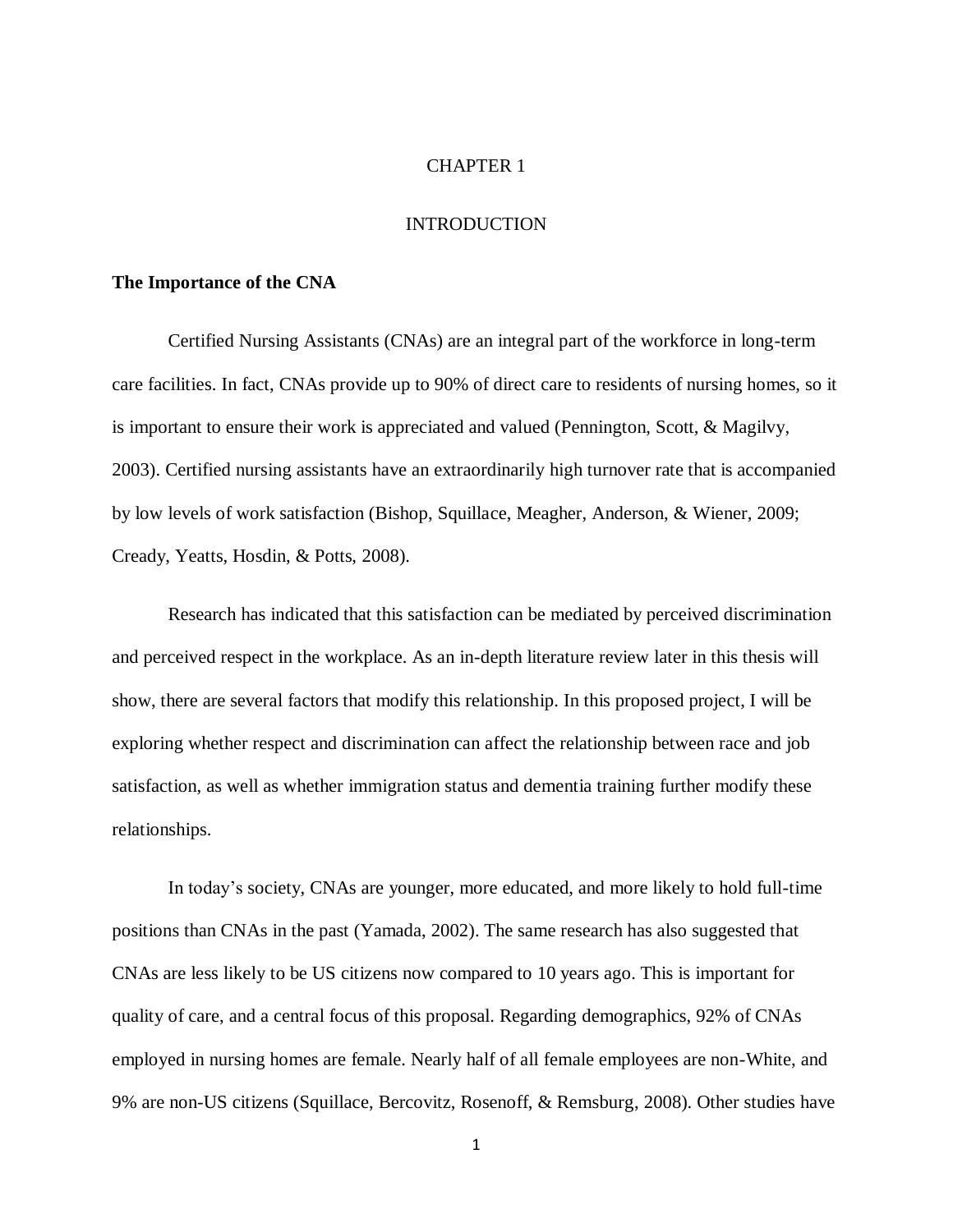# CHAPTER 1

# INTRODUCTION

**The Importance of the CNA**

Certified Nursing Assistants (CNAs) are an integral part of the workforce in long-term care facilities. In fact, CNAs provide up to 90% of direct care to residents of nursing homes, so it is important to ensure their work is appreciated and valued (Pennington, Scott, & Magilvy, 2003). Certified nursing assistants have an extraordinarily high turnover rate that is accompanied by low levels of work satisfaction (Bishop, Squillace, Meagher, Anderson, & Wiener, 2009; Cready, Yeatts, Hosdin, & Potts, 2008).

Research has indicated that this satisfaction can be mediated by perceived discrimination and perceived respect in the workplace. As an in-depth literature review later in this thesis will show, there are several factors that modify this relationship. In this proposed project, I will be exploring whether respect and discrimination can affect the relationship between race and job satisfaction, as well as whether immigration status and dementia training further modify these relationships.

In today's society, CNAs are younger, more educated, and more likely to hold full-time positions than CNAs in the past (Yamada, 2002). The same research has also suggested that CNAs are less likely to be US citizens now compared to 10 years ago. This is important for quality of care, and a central focus of this proposal. Regarding demographics, 92% of CNAs employed in nursing homes are female. Nearly half of all female employees are non-White, and 9% are non-US citizens (Squillace, Bercovitz, Rosenoff, & Remsburg, 2008). Other studies have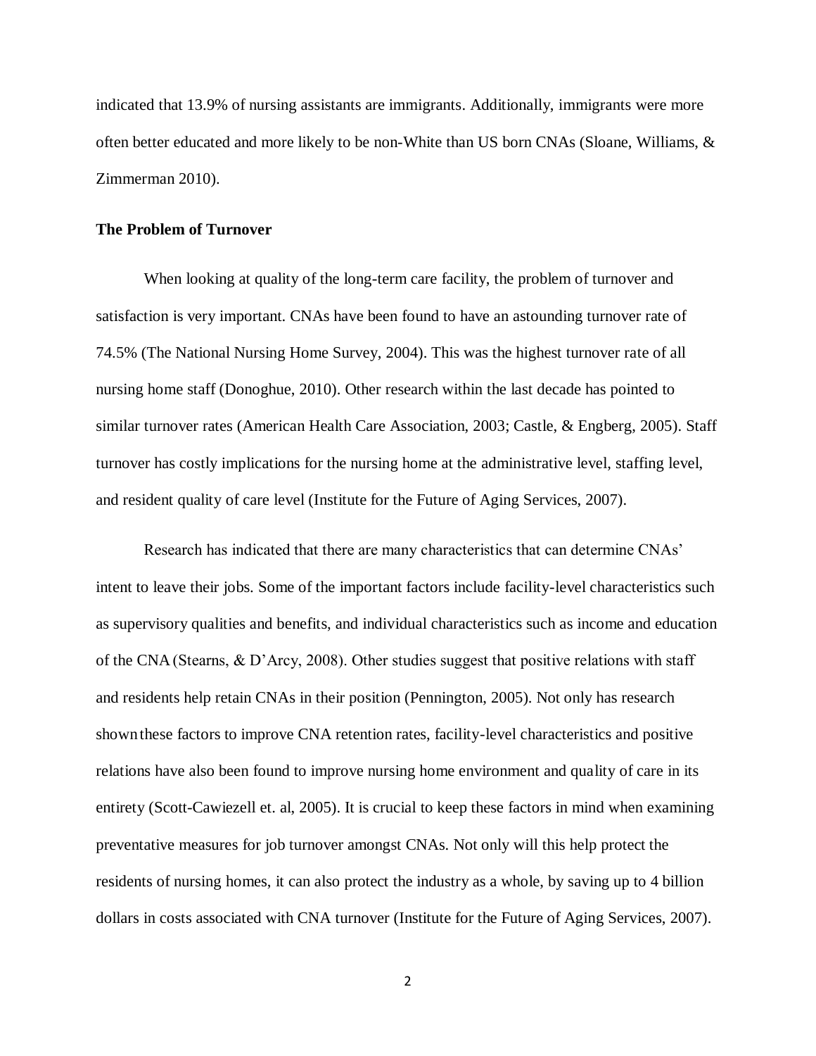indicated that 13.9% of nursing assistants are immigrants. Additionally, immigrants were more often better educated and more likely to be non-White than US born CNAs (Sloane, Williams, & Zimmerman 2010).

### The Problem of Turnover

When looking at quality of the long-term care facility, the problem of turnover and satisfaction is very important. CNAs have been found to have an astounding turnover rate of 74.5% (The National Nursing Home Survey, 2004). This was the highest turnover rate of all nursing home staff (Donoghue, 2010). Other research within the last decade has pointed to similar turnover rates (American Health Care Association, 2003; Castle, & Engberg, 2005). Staff turnover has costly implications for the nursing home at the administrative level, staffing level, and resident quality of care level (Institute for the Future of Aging Services, 2007).

Research has indicated that there are many characteristics that can determine CNAs' intent to leave their jobs. Some of the important factors include facility-level characteristics such as supervisory qualities and benefits, and individual characteristics such as income and education of the CNA (Stearns, & D'Arcy, 2008). Other studies suggest that positive relations with staff and residents help retain CNAs in their position (Pennington, 2005). Not only has research shown these factors to improve CNA retention rates, facility-level characteristics and positive relations have also been found to improve nursing home environment and quality of care in its entirety (Scott-Cawiezell et. al, 2005). It is crucial to keep these factors in mind when examining preventative measures for job turnover amongst CNAs. Not only will this help protect the residents of nursing homes, it can also protect the industry as a whole, by saving up to 4 billion dollars in costs associated with CNA turnover (Institute for the Future of Aging Services, 2007).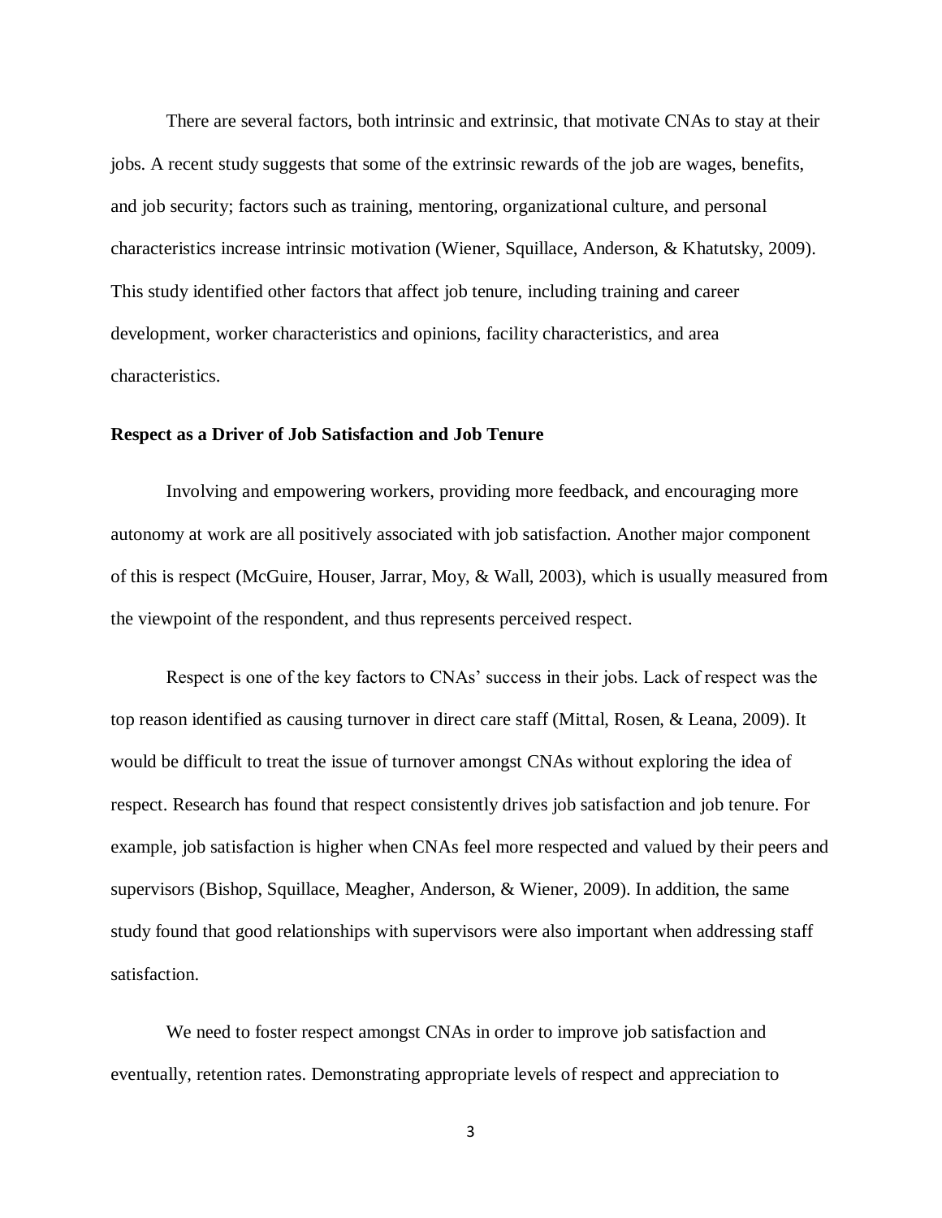There are several factors, both intrinsic and extrinsic, that motivate CNAs to stay at their jobs. A recent study suggests that some of the extrinsic rewards of the job are wages, benefits, and job security; factors such as training, mentoring, organizational culture, and personal characteristics increase intrinsic motivation (Wiener, Squillace, Anderson, & Khatutsky, 2009). This study identified other factors that affect job tenure, including training and career development, worker characteristics and opinions, facility characteristics, and area characteristics.

### Respect as a Driver of Job Satisfaction and Job Tenure

Involving and empowering workers, providing more feedback, and encouraging more autonomy at work are all positively associated with job satisfaction. Another major component of this is respect (McGuire, Houser, Jarrar, Moy, & Wall, 2003), which is usually measured from the viewpoint of the respondent, and thus represents perceived respect.

Respect is one of the key factors to CNAs' success in their jobs. Lack of respect was the top reason identified as causing turnover in direct care staff (Mittal, Rosen, & Leana, 2009). It would be difficult to treat the issue of turnover amongst CNAs without exploring the idea of respect. Research has found that respect consistently drives job satisfaction and job tenure. For example, job satisfaction is higher when CNAs feel more respected and valued by their peers and supervisors (Bishop, Squillace, Meagher, Anderson, & Wiener, 2009). In addition, the same study found that good relationships with supervisors were also important when addressing staff satisfaction.

We need to foster respect amongst CNAs in order to improve job satisfaction and eventually, retention rates. Demonstrating appropriate levels of respect and appreciation to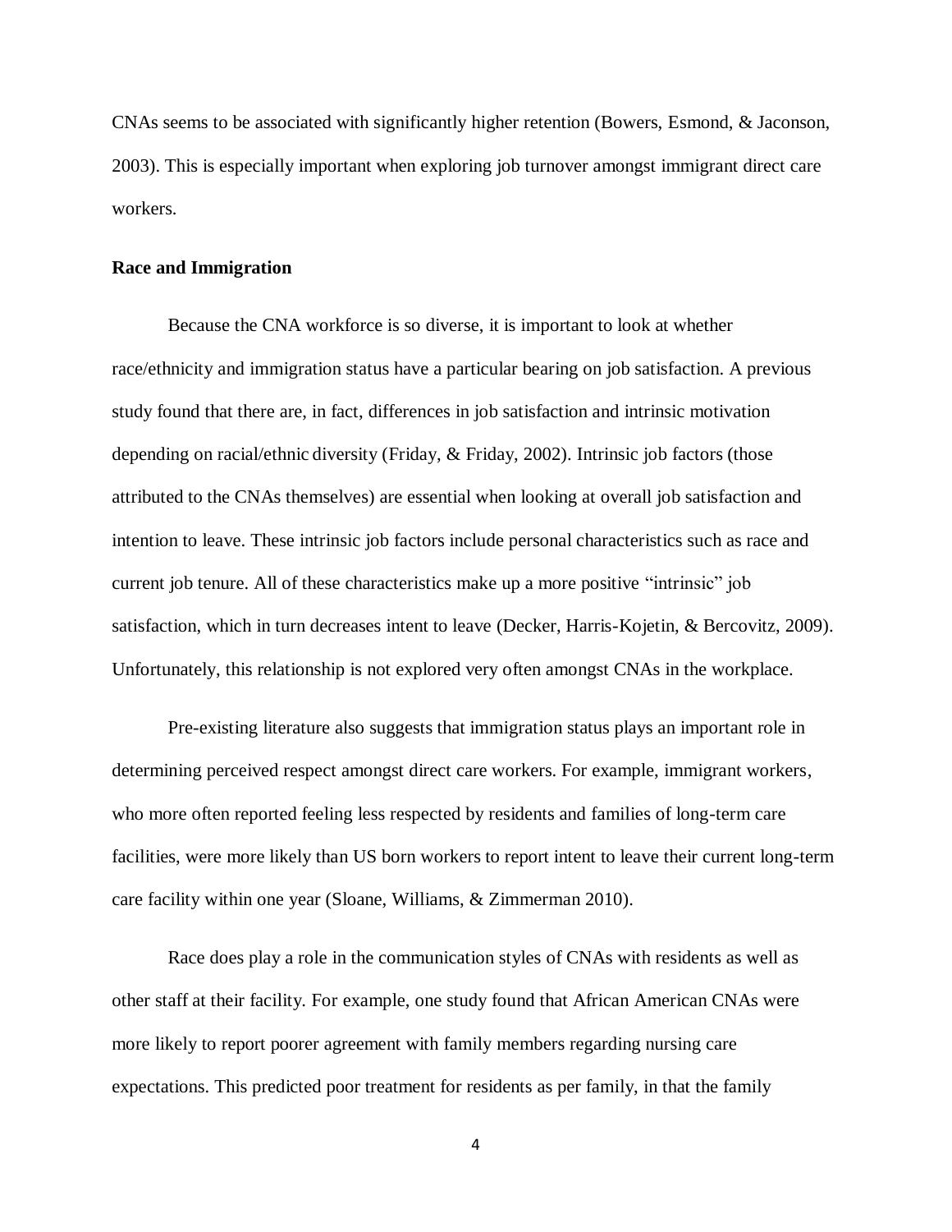CNAs seems to be associated with significantly higher retention (Bowers, Esmond, & Jaconson, 2003). This is especially important when exploring job turnover amongst immigrant direct care workers.

**Race and Immigration**

Because the CNA workforce is so diverse, it is important to look at whether race/ethnicity and immigration status have a particular bearing on job satisfaction. A previous study found that there are, in fact, differences in job satisfaction and intrinsic motivation depending on racial/ethnic diversity (Friday, & Friday, 2002). Intrinsic job factors (those attributed to the CNAs themselves) are essential when looking at overall job satisfaction and intention to leave. These intrinsic job factors include personal characteristics such as race and current job tenure. All of these characteristics make up a more positive "intrinsic" job satisfaction, which in turn decreases intent to leave (Decker, Harris-Kojetin, & Bercovitz, 2009). Unfortunately, this relationship is not explored very often amongst CNAs in the workplace.

Pre-existing literature also suggests that immigration status plays an important role in determining perceived respect amongst direct care workers. For example, immigrant workers, who more often reported feeling less respected by residents and families of long-term care facilities, were more likely than US born workers to report intent to leave their current long-term care facility within one year (Sloane, Williams, & Zimmerman 2010).

Race does play a role in the communication styles of CNAs with residents as well as other staff at their facility. For example, one study found that African American CNAs were more likely to report poorer agreement with family members regarding nursing care expectations. This predicted poor treatment for residents as per family, in that the family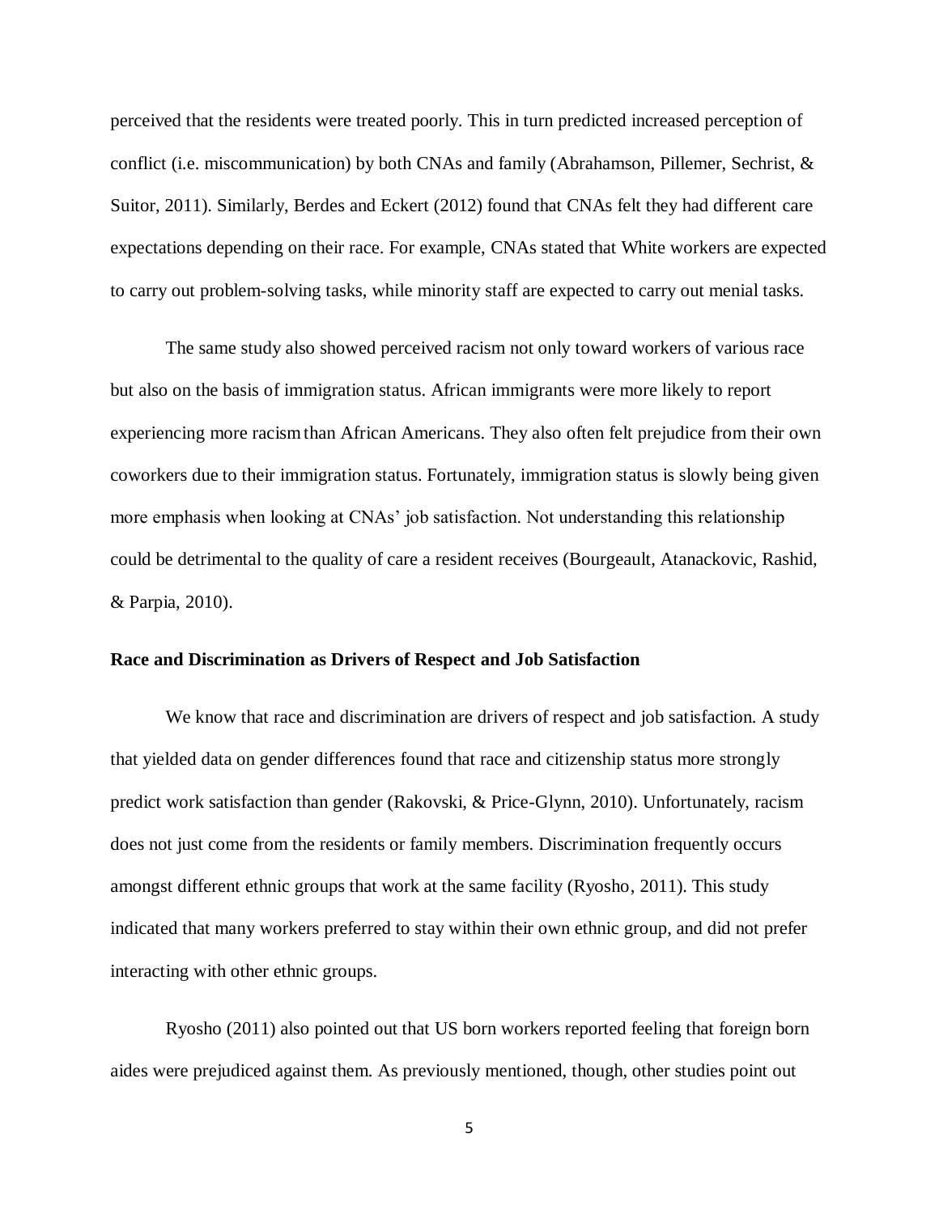perceived that the residents were treated poorly. This in turn predicted increased perception of conflict (i.e. miscommunication) by both CNAs and family (Abrahamson, Pillemer, Sechrist, & Suitor, 2011). Similarly, Berdes and Eckert (2012) found that CNAs felt they had different care expectations depending on their race. For example, CNAs stated that White workers are expected to carry out problem-solving tasks, while minority staff are expected to carry out menial tasks.

The same study also showed perceived racism not only toward workers of various race but also on the basis of immigration status. African immigrants were more likely to report experiencing more racism than African Americans. They also often felt prejudice from their own coworkers due to their immigration status. Fortunately, immigration status is slowly being given more emphasis when looking at CNAs' job satisfaction. Not understanding this relationship could be detrimental to the quality of care a resident receives (Bourgeault, Atanackovic, Rashid, & Parpia, 2010).

**Race and Discrimination as Drivers of Respect and Job Satisfaction**

We know that race and discrimination are drivers of respect and job satisfaction. A study that yielded data on gender differences found that race and citizenship status more strongly predict work satisfaction than gender (Rakovski, & Price-Glynn, 2010). Unfortunately, racism does not just come from the residents or family members. Discrimination frequently occurs amongst different ethnic groups that work at the same facility (Ryosho, 2011). This study indicated that many workers preferred to stay within their own ethnic group, and did not prefer interacting with other ethnic groups.

Ryosho (2011) also pointed out that US born workers reported feeling that foreign born aides were prejudiced against them. As previously mentioned, though, other studies point out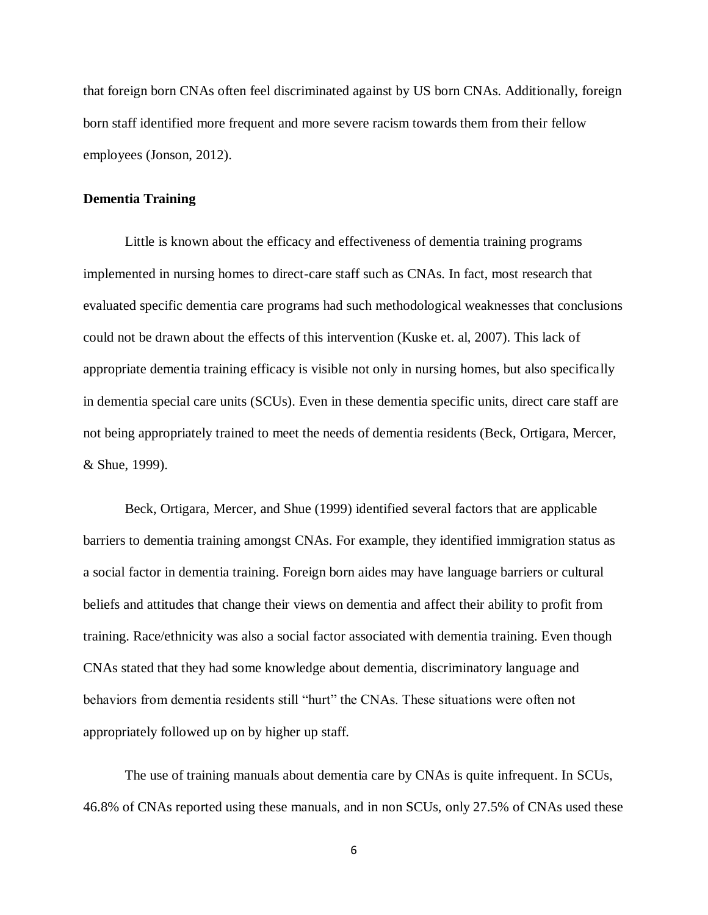that foreign born CNAs often feel discriminated against by US born CNAs. Additionally, foreign born staff identified more frequent and more severe racism towards them from their fellow employees (Jonson, 2012).

**Dementia Training**

Little is known about the efficacy and effectiveness of dementia training programs implemented in nursing homes to direct-care staff such as CNAs. In fact, most research that evaluated specific dementia care programs had such methodological weaknesses that conclusions could not be drawn about the effects of this intervention (Kuske et. al, 2007). This lack of appropriate dementia training efficacy is visible not only in nursing homes, but also specifically in dementia special care units (SCUs). Even in these dementia specific units, direct care staff are not being appropriately trained to meet the needs of dementia residents (Beck, Ortigara, Mercer, & Shue, 1999).

Beck, Ortigara, Mercer, and Shue (1999) identified several factors that are applicable barriers to dementia training amongst CNAs. For example, they identified immigration status as a social factor in dementia training. Foreign born aides may have language barriers or cultural beliefs and attitudes that change their views on dementia and affect their ability to profit from training. Race/ethnicity was also a social factor associated with dementia training. Even though CNAs stated that they had some knowledge about dementia, discriminatory language and behaviors from dementia residents still "hurt" the CNAs. These situations were often not appropriately followed up on by higher up staff.

The use of training manuals about dementia care by CNAs is quite infrequent. In SCUs, 46.8% of CNAs reported using these manuals, and in non SCUs, only 27.5% of CNAs used these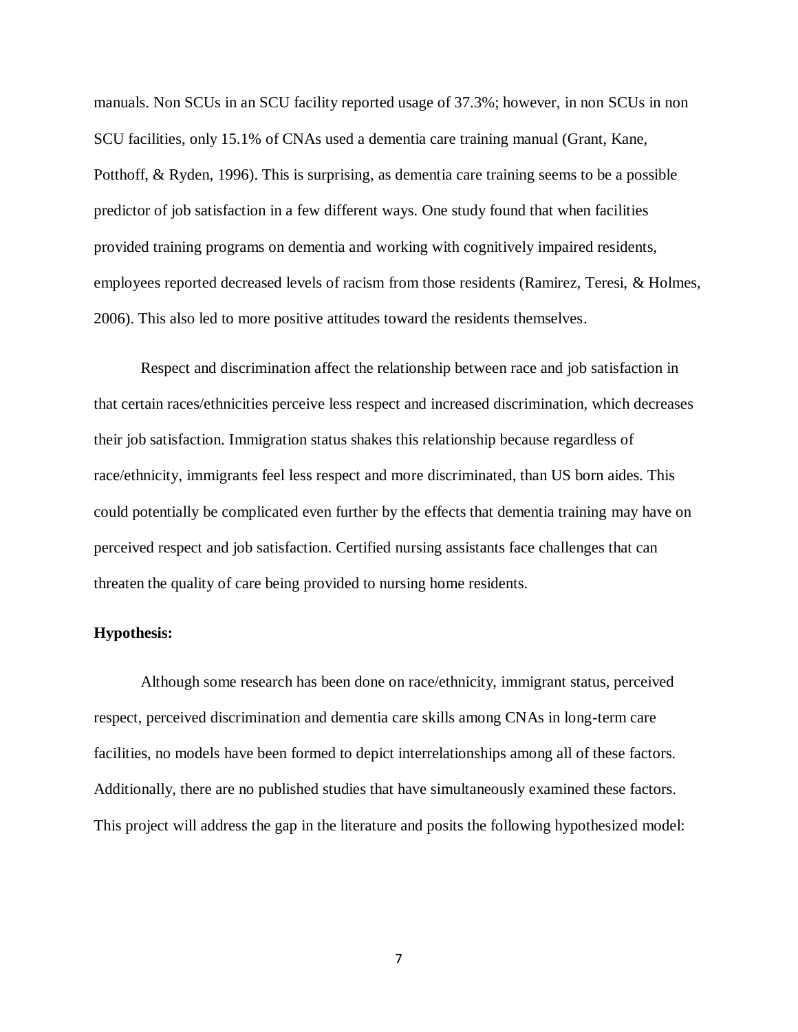manuals. Non SCUs in an SCU facility reported usage of 37.3%; however, in non SCUs in non SCU facilities, only 15.1% of CNAs used a dementia care training manual (Grant, Kane, Potthoff, & Ryden, 1996). This is surprising, as dementia care training seems to be a possible predictor of job satisfaction in a few different ways. One study found that when facilities provided training programs on dementia and working with cognitively impaired residents, employees reported decreased levels of racism from those residents (Ramirez, Teresi, & Holmes, 2006). This also led to more positive attitudes toward the residents themselves.

Respect and discrimination affect the relationship between race and job satisfaction in that certain races/ethnicities perceive less respect and increased discrimination, which decreases their job satisfaction. Immigration status shakes this relationship because regardless of race/ethnicity, immigrants feel less respect and more discriminated, than US born aides. This could potentially be complicated even further by the effects that dementia training may have on perceived respect and job satisfaction. Certified nursing assistants face challenges that can threaten the quality of care being provided to nursing home residents.

**Hypothesis:**

Although some research has been done on race/ethnicity, immigrant status, perceived respect, perceived discrimination and dementia care skills among CNAs in long-term care facilities, no models have been formed to depict interrelationships among all of these factors. Additionally, there are no published studies that have simultaneously examined these factors. This project will address the gap in the literature and posits the following hypothesized model: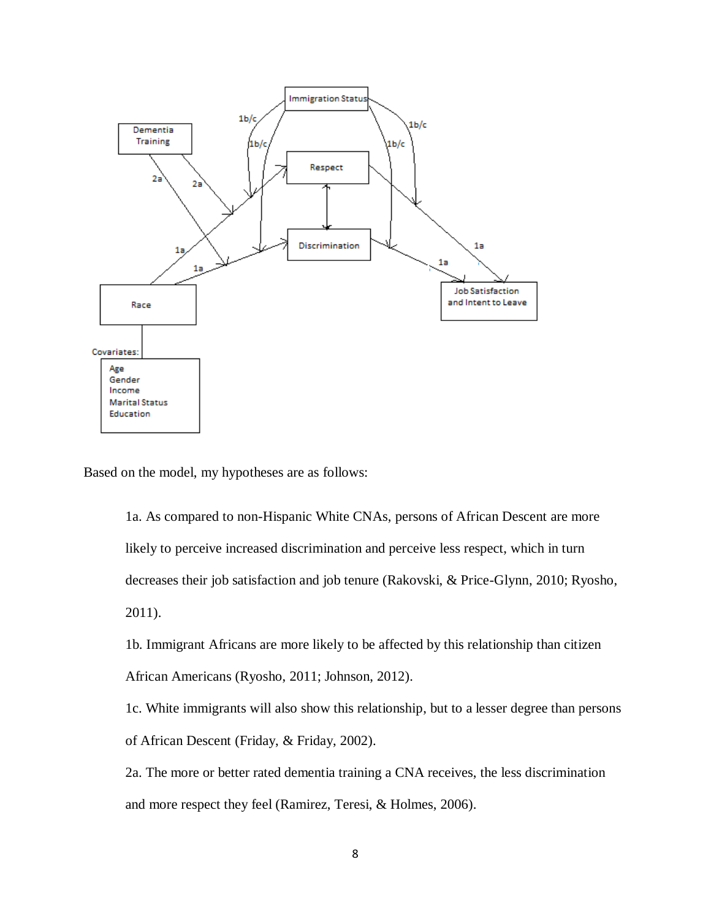Based on the model, my hypotheses are as follows:

> 1a. As compared to non-Hispanic White CNAs, persons of African Descent are more likely to perceive increased discrimination and perceive less respect, which in turn decreases their job satisfaction and job tenure (Rakovski, & Price-Glynn, 2010; Ryosho, 2011).
>
> 1b. Immigrant Africans are more likely to be affected by this relationship than citizen African Americans (Ryosho, 2011; Johnson, 2012).
>
> 1c. White immigrants will also show this relationship, but to a lesser degree than persons of African Descent (Friday, & Friday, 2002).
>
> 2a. The more or better rated dementia training a CNA receives, the less discrimination and more respect they feel (Ramirez, Teresi, & Holmes, 2006).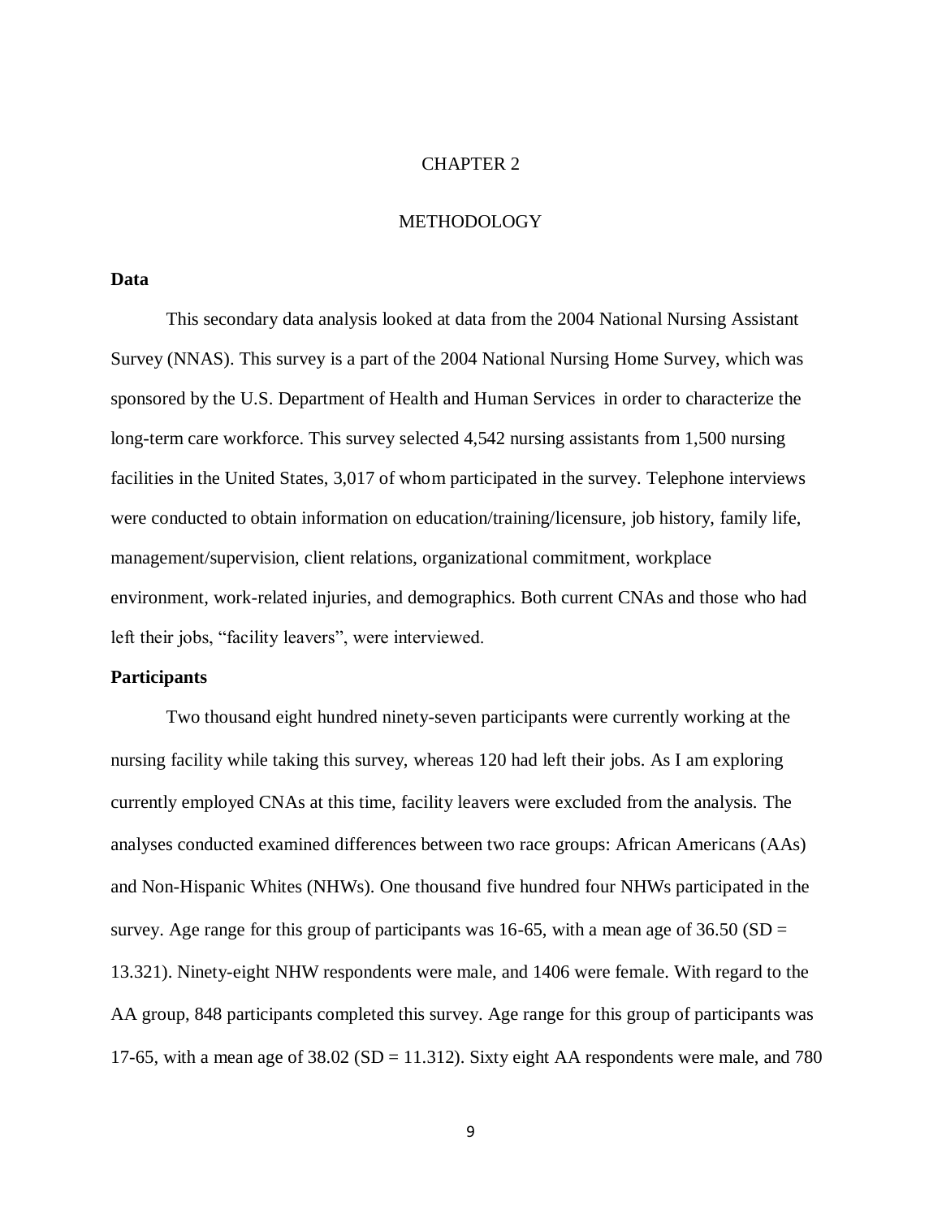# CHAPTER 2

# METHODOLOGY

**Data**

This secondary data analysis looked at data from the 2004 National Nursing Assistant Survey (NNAS). This survey is a part of the 2004 National Nursing Home Survey, which was sponsored by the U.S. Department of Health and Human Services in order to characterize the long-term care workforce. This survey selected 4,542 nursing assistants from 1,500 nursing facilities in the United States, 3,017 of whom participated in the survey. Telephone interviews were conducted to obtain information on education/training/licensure, job history, family life, management/supervision, client relations, organizational commitment, workplace environment, work-related injuries, and demographics. Both current CNAs and those who had left their jobs, "facility leavers", were interviewed.

**Participants**

Two thousand eight hundred ninety-seven participants were currently working at the nursing facility while taking this survey, whereas 120 had left their jobs. As I am exploring currently employed CNAs at this time, facility leavers were excluded from the analysis. The analyses conducted examined differences between two race groups: African Americans (AAs) and Non-Hispanic Whites (NHWs). One thousand five hundred four NHWs participated in the survey. Age range for this group of participants was 16-65, with a mean age of 36.50 (SD = 13.321). Ninety-eight NHW respondents were male, and 1406 were female. With regard to the AA group, 848 participants completed this survey. Age range for this group of participants was 17-65, with a mean age of 38.02 (SD = 11.312). Sixty eight AA respondents were male, and 780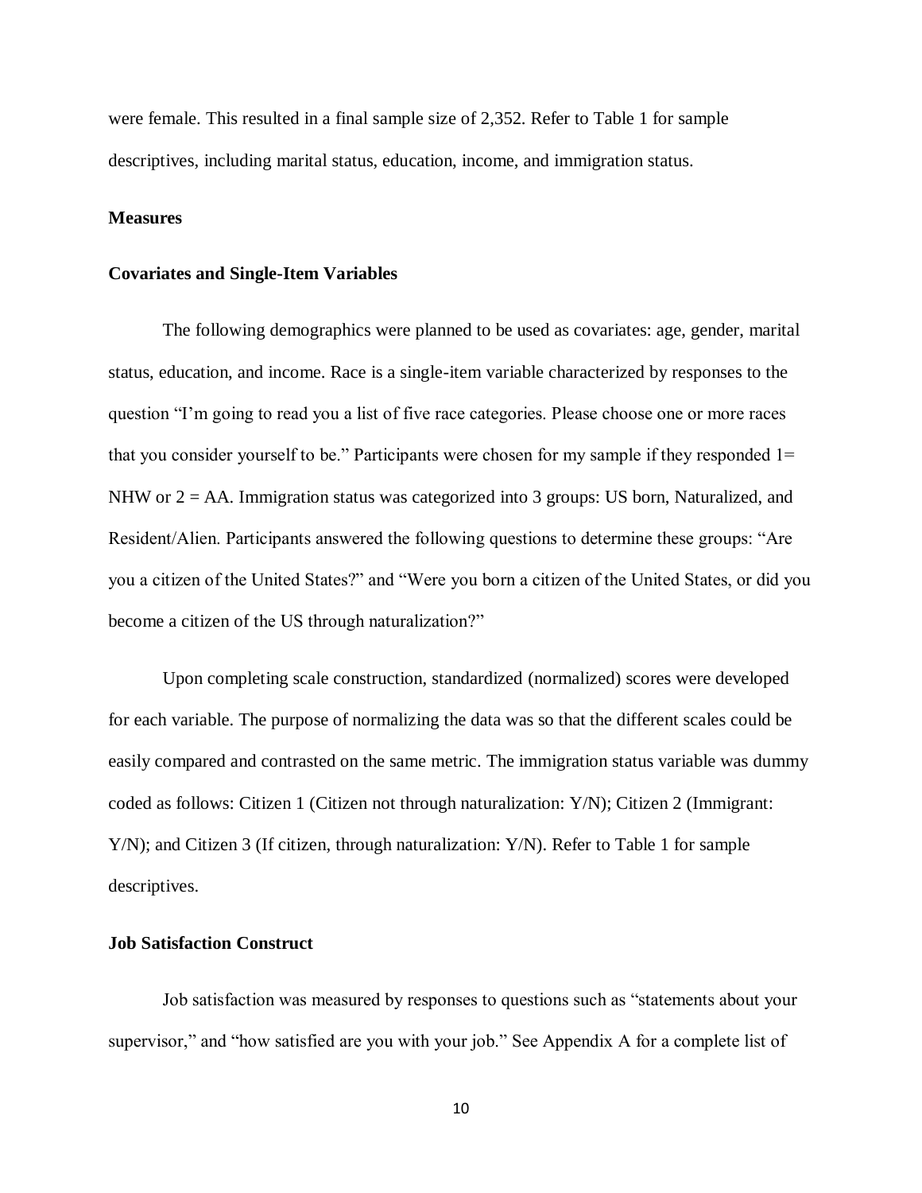were female. This resulted in a final sample size of 2,352. Refer to Table 1 for sample descriptives, including marital status, education, income, and immigration status.

**Measures**

**Covariates and Single-Item Variables**

The following demographics were planned to be used as covariates: age, gender, marital status, education, and income. Race is a single-item variable characterized by responses to the question "I'm going to read you a list of five race categories. Please choose one or more races that you consider yourself to be." Participants were chosen for my sample if they responded 1= NHW or 2 = AA. Immigration status was categorized into 3 groups: US born, Naturalized, and Resident/Alien. Participants answered the following questions to determine these groups: "Are you a citizen of the United States?" and "Were you born a citizen of the United States, or did you become a citizen of the US through naturalization?"

Upon completing scale construction, standardized (normalized) scores were developed for each variable. The purpose of normalizing the data was so that the different scales could be easily compared and contrasted on the same metric. The immigration status variable was dummy coded as follows: Citizen 1 (Citizen not through naturalization: Y/N); Citizen 2 (Immigrant: Y/N); and Citizen 3 (If citizen, through naturalization: Y/N). Refer to Table 1 for sample descriptives.

**Job Satisfaction Construct**

Job satisfaction was measured by responses to questions such as "statements about your supervisor," and "how satisfied are you with your job." See Appendix A for a complete list of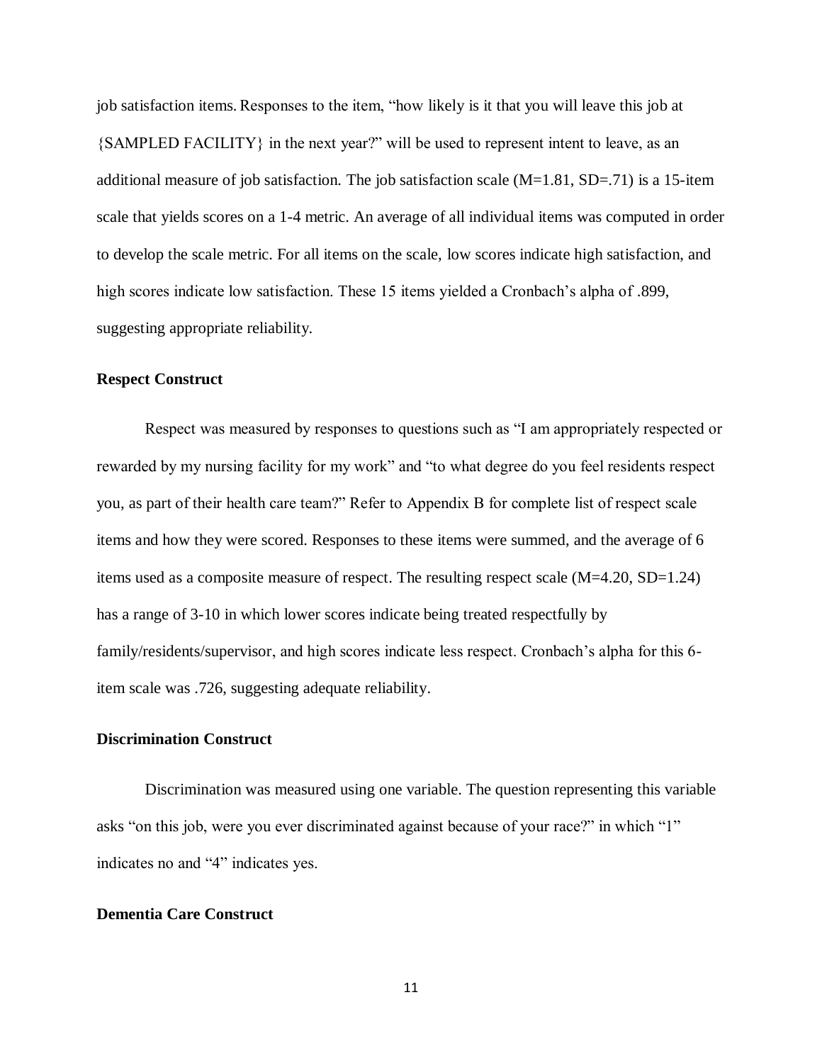job satisfaction items. Responses to the item, "how likely is it that you will leave this job at {SAMPLED FACILITY} in the next year?" will be used to represent intent to leave, as an additional measure of job satisfaction. The job satisfaction scale ($M=1.81$, $SD=.71$) is a 15-item scale that yields scores on a 1-4 metric. An average of all individual items was computed in order to develop the scale metric. For all items on the scale, low scores indicate high satisfaction, and high scores indicate low satisfaction. These 15 items yielded a Cronbach's alpha of .899, suggesting appropriate reliability.

### Respect Construct

Respect was measured by responses to questions such as "I am appropriately respected or rewarded by my nursing facility for my work" and "to what degree do you feel residents respect you, as part of their health care team?" Refer to Appendix B for complete list of respect scale items and how they were scored. Responses to these items were summed, and the average of 6 items used as a composite measure of respect. The resulting respect scale ($M=4.20$, $SD=1.24$) has a range of 3-10 in which lower scores indicate being treated respectfully by family/residents/supervisor, and high scores indicate less respect. Cronbach's alpha for this 6-item scale was .726, suggesting adequate reliability.

### Discrimination Construct

Discrimination was measured using one variable. The question representing this variable asks "on this job, were you ever discriminated against because of your race?" in which "1" indicates no and "4" indicates yes.

### Dementia Care Construct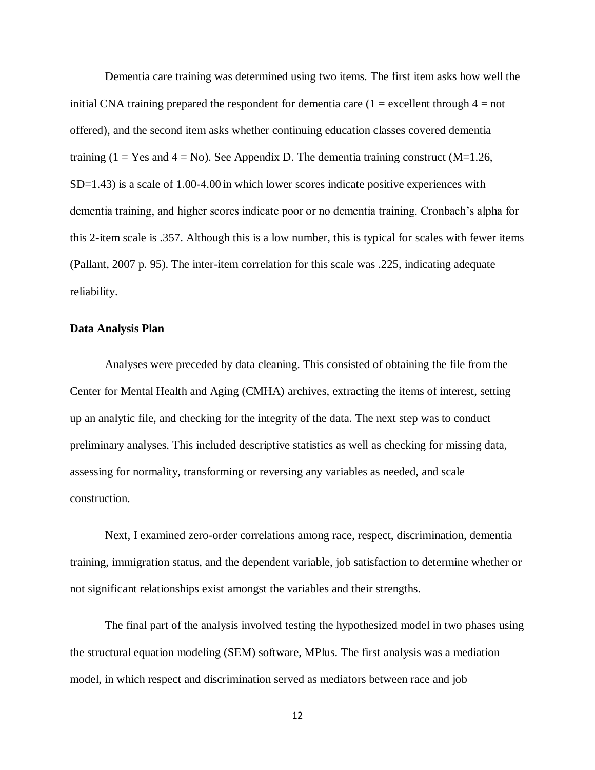Dementia care training was determined using two items. The first item asks how well the initial CNA training prepared the respondent for dementia care (1 = excellent through 4 = not offered), and the second item asks whether continuing education classes covered dementia training (1 = Yes and 4 = No). See Appendix D. The dementia training construct (M=1.26, SD=1.43) is a scale of 1.00-4.00 in which lower scores indicate positive experiences with dementia training, and higher scores indicate poor or no dementia training. Cronbach's alpha for this 2-item scale is .357. Although this is a low number, this is typical for scales with fewer items (Pallant, 2007 p. 95). The inter-item correlation for this scale was .225, indicating adequate reliability.

**Data Analysis Plan**

Analyses were preceded by data cleaning. This consisted of obtaining the file from the Center for Mental Health and Aging (CMHA) archives, extracting the items of interest, setting up an analytic file, and checking for the integrity of the data. The next step was to conduct preliminary analyses. This included descriptive statistics as well as checking for missing data, assessing for normality, transforming or reversing any variables as needed, and scale construction.

Next, I examined zero-order correlations among race, respect, discrimination, dementia training, immigration status, and the dependent variable, job satisfaction to determine whether or not significant relationships exist amongst the variables and their strengths.

The final part of the analysis involved testing the hypothesized model in two phases using the structural equation modeling (SEM) software, MPlus. The first analysis was a mediation model, in which respect and discrimination served as mediators between race and job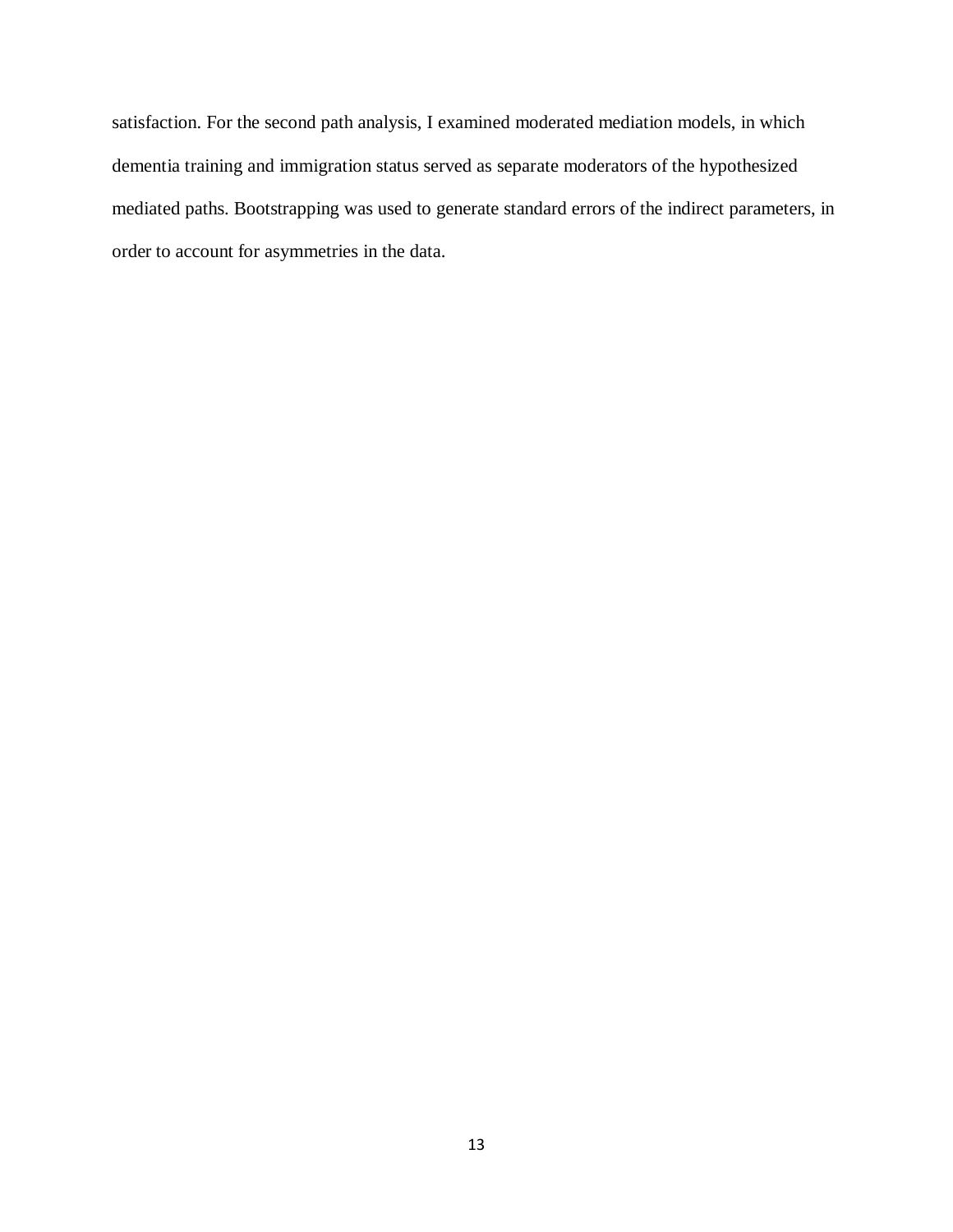satisfaction. For the second path analysis, I examined moderated mediation models, in which dementia training and immigration status served as separate moderators of the hypothesized mediated paths. Bootstrapping was used to generate standard errors of the indirect parameters, in order to account for asymmetries in the data.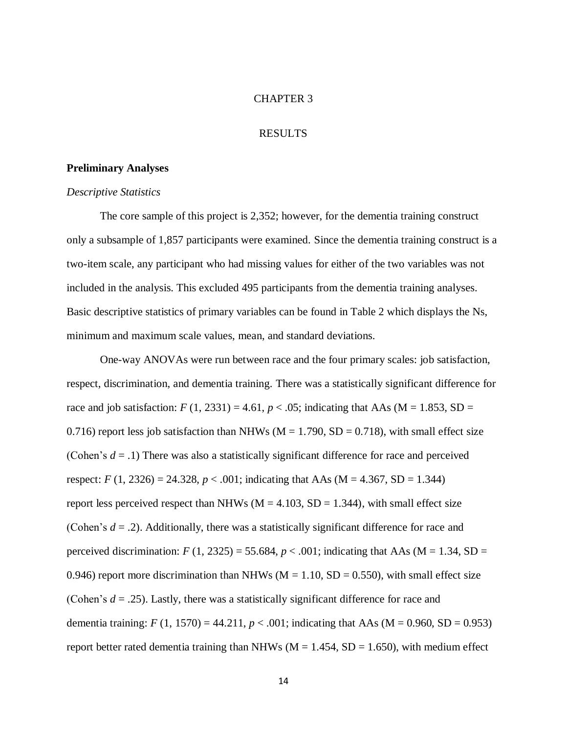# CHAPTER 3

# RESULTS

## Preliminary Analyses

### *Descriptive Statistics*

The core sample of this project is 2,352; however, for the dementia training construct only a subsample of 1,857 participants were examined. Since the dementia training construct is a two-item scale, any participant who had missing values for either of the two variables was not included in the analysis. This excluded 495 participants from the dementia training analyses. Basic descriptive statistics of primary variables can be found in Table 2 which displays the Ns, minimum and maximum scale values, mean, and standard deviations.

One-way ANOVAs were run between race and the four primary scales: job satisfaction, respect, discrimination, and dementia training. There was a statistically significant difference for race and job satisfaction: $F$ (1, 2331) = 4.61, $p < .05$; indicating that AAs (M = 1.853, SD = 0.716) report less job satisfaction than NHWs (M = 1.790, SD = 0.718), with small effect size (Cohen's $d = .1$) There was also a statistically significant difference for race and perceived respect: $F$ (1, 2326) = 24.328, $p < .001$; indicating that AAs (M = 4.367, SD = 1.344) report less perceived respect than NHWs (M = 4.103, SD = 1.344), with small effect size (Cohen's $d = .2$). Additionally, there was a statistically significant difference for race and perceived discrimination: $F$ (1, 2325) = 55.684, $p < .001$; indicating that AAs (M = 1.34, SD = 0.946) report more discrimination than NHWs (M = 1.10, SD = 0.550), with small effect size (Cohen's $d = .25$). Lastly, there was a statistically significant difference for race and dementia training: $F$ (1, 1570) = 44.211, $p < .001$; indicating that AAs (M = 0.960, SD = 0.953) report better rated dementia training than NHWs (M = 1.454, SD = 1.650), with medium effect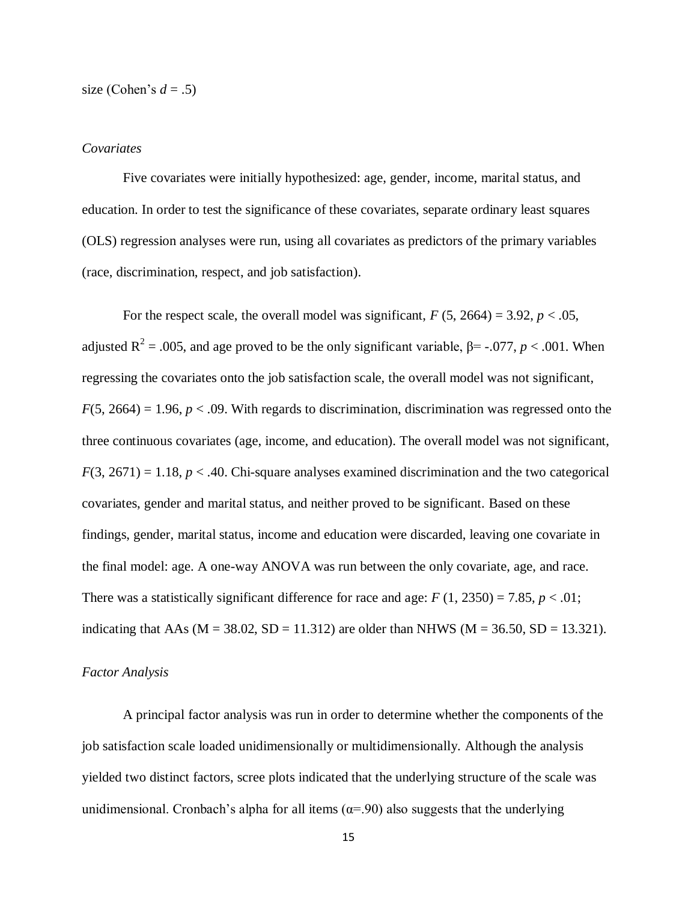size (Cohen's $d = .5$)

*Covariates*

Five covariates were initially hypothesized: age, gender, income, marital status, and education. In order to test the significance of these covariates, separate ordinary least squares (OLS) regression analyses were run, using all covariates as predictors of the primary variables (race, discrimination, respect, and job satisfaction).

For the respect scale, the overall model was significant, $F$ (5, 2664) = 3.92, $p < .05$, adjusted $R^2 = .005$, and age proved to be the only significant variable, $\beta = -.077$, $p < .001$. When regressing the covariates onto the job satisfaction scale, the overall model was not significant, $F(5, 2664) = 1.96$, $p < .09$. With regards to discrimination, discrimination was regressed onto the three continuous covariates (age, income, and education). The overall model was not significant, $F(3, 2671) = 1.18$, $p < .40$. Chi-square analyses examined discrimination and the two categorical covariates, gender and marital status, and neither proved to be significant. Based on these findings, gender, marital status, income and education were discarded, leaving one covariate in the final model: age. A one-way ANOVA was run between the only covariate, age, and race. There was a statistically significant difference for race and age: $F$ (1, 2350) = 7.85, $p < .01$; indicating that AAs (M = 38.02, SD = 11.312) are older than NHWS (M = 36.50, SD = 13.321).

*Factor Analysis*

A principal factor analysis was run in order to determine whether the components of the job satisfaction scale loaded unidimensionally or multidimensionally. Although the analysis yielded two distinct factors, scree plots indicated that the underlying structure of the scale was unidimensional. Cronbach's alpha for all items ($\alpha$=.90) also suggests that the underlying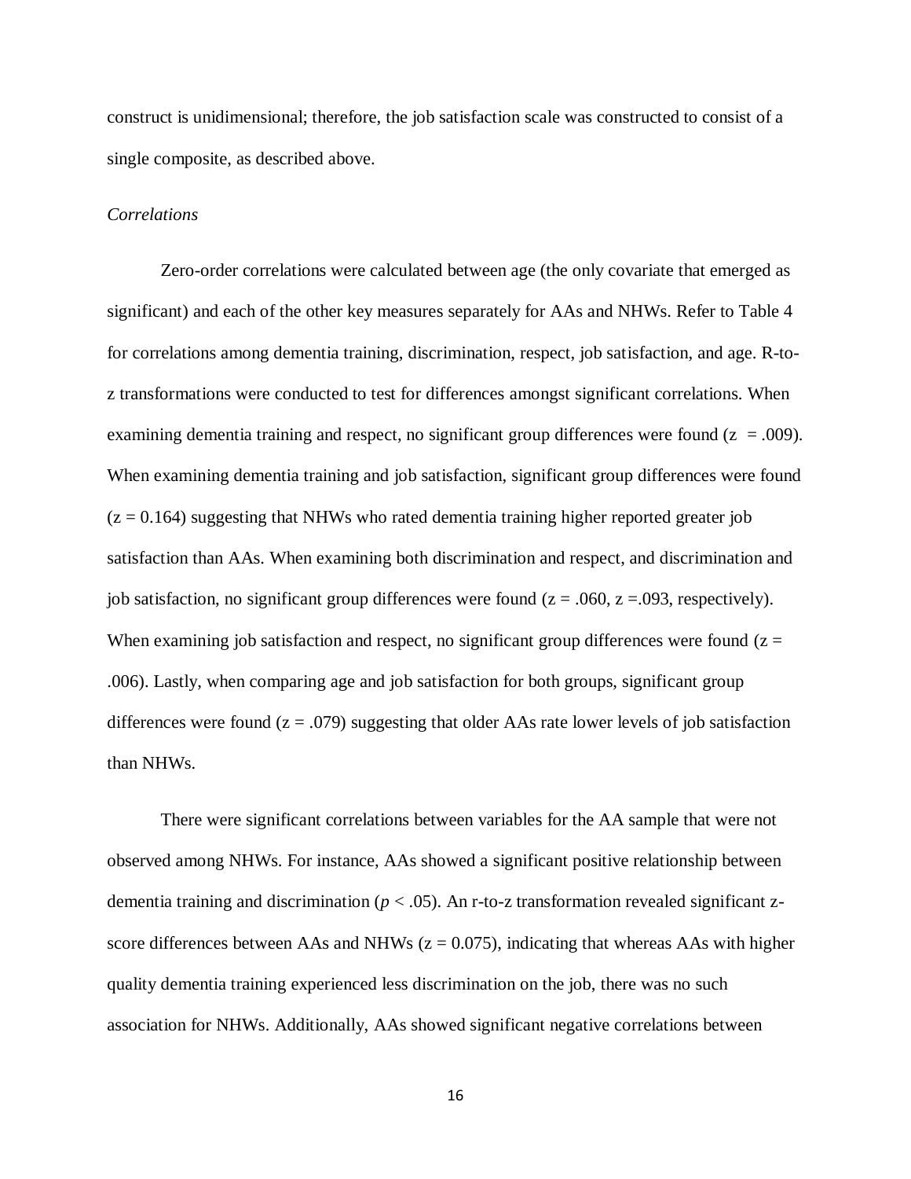construct is unidimensional; therefore, the job satisfaction scale was constructed to consist of a single composite, as described above.

*Correlations*

Zero-order correlations were calculated between age (the only covariate that emerged as significant) and each of the other key measures separately for AAs and NHWs. Refer to Table 4 for correlations among dementia training, discrimination, respect, job satisfaction, and age. R-to-z transformations were conducted to test for differences amongst significant correlations. When examining dementia training and respect, no significant group differences were found ($z = .009$). When examining dementia training and job satisfaction, significant group differences were found ($z = 0.164$) suggesting that NHWs who rated dementia training higher reported greater job satisfaction than AAs. When examining both discrimination and respect, and discrimination and job satisfaction, no significant group differences were found ($z = .060$, $z = .093$, respectively). When examining job satisfaction and respect, no significant group differences were found ($z = .006$). Lastly, when comparing age and job satisfaction for both groups, significant group differences were found ($z = .079$) suggesting that older AAs rate lower levels of job satisfaction than NHWs.

There were significant correlations between variables for the AA sample that were not observed among NHWs. For instance, AAs showed a significant positive relationship between dementia training and discrimination ($p < .05$). An r-to-z transformation revealed significant z-score differences between AAs and NHWs ($z = 0.075$), indicating that whereas AAs with higher quality dementia training experienced less discrimination on the job, there was no such association for NHWs. Additionally, AAs showed significant negative correlations between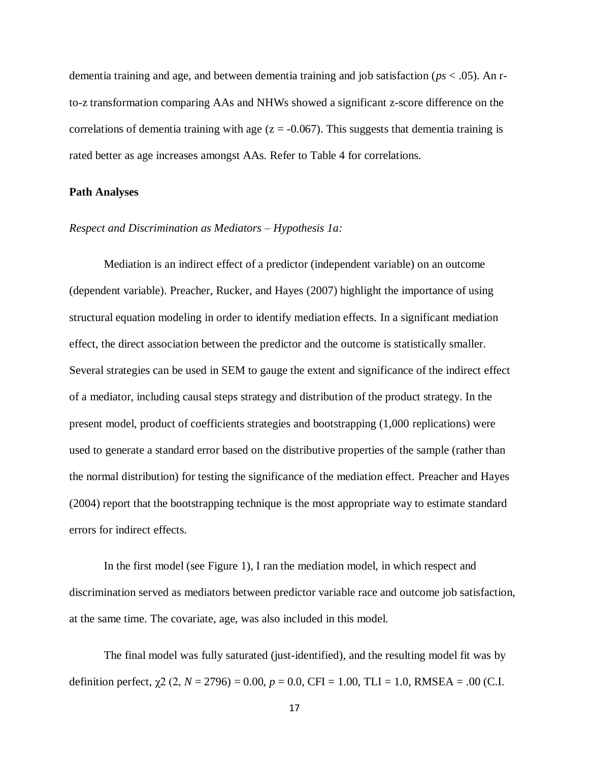dementia training and age, and between dementia training and job satisfaction (*ps* $< .05$). An r-to-z transformation comparing AAs and NHWs showed a significant z-score difference on the correlations of dementia training with age ($z = -0.067$). This suggests that dementia training is rated better as age increases amongst AAs. Refer to Table 4 for correlations.

**Path Analyses**

*Respect and Discrimination as Mediators – Hypothesis 1a:*

Mediation is an indirect effect of a predictor (independent variable) on an outcome (dependent variable). Preacher, Rucker, and Hayes (2007) highlight the importance of using structural equation modeling in order to identify mediation effects. In a significant mediation effect, the direct association between the predictor and the outcome is statistically smaller. Several strategies can be used in SEM to gauge the extent and significance of the indirect effect of a mediator, including causal steps strategy and distribution of the product strategy. In the present model, product of coefficients strategies and bootstrapping (1,000 replications) were used to generate a standard error based on the distributive properties of the sample (rather than the normal distribution) for testing the significance of the mediation effect. Preacher and Hayes (2004) report that the bootstrapping technique is the most appropriate way to estimate standard errors for indirect effects.

In the first model (see Figure 1), I ran the mediation model, in which respect and discrimination served as mediators between predictor variable race and outcome job satisfaction, at the same time. The covariate, age, was also included in this model.

The final model was fully saturated (just-identified), and the resulting model fit was by definition perfect, $\chi 2$ (2, $N = 2796$) $= 0.00$, $p = 0.0$, CFI $= 1.00$, TLI $= 1.0$, RMSEA $= .00$ (C.I.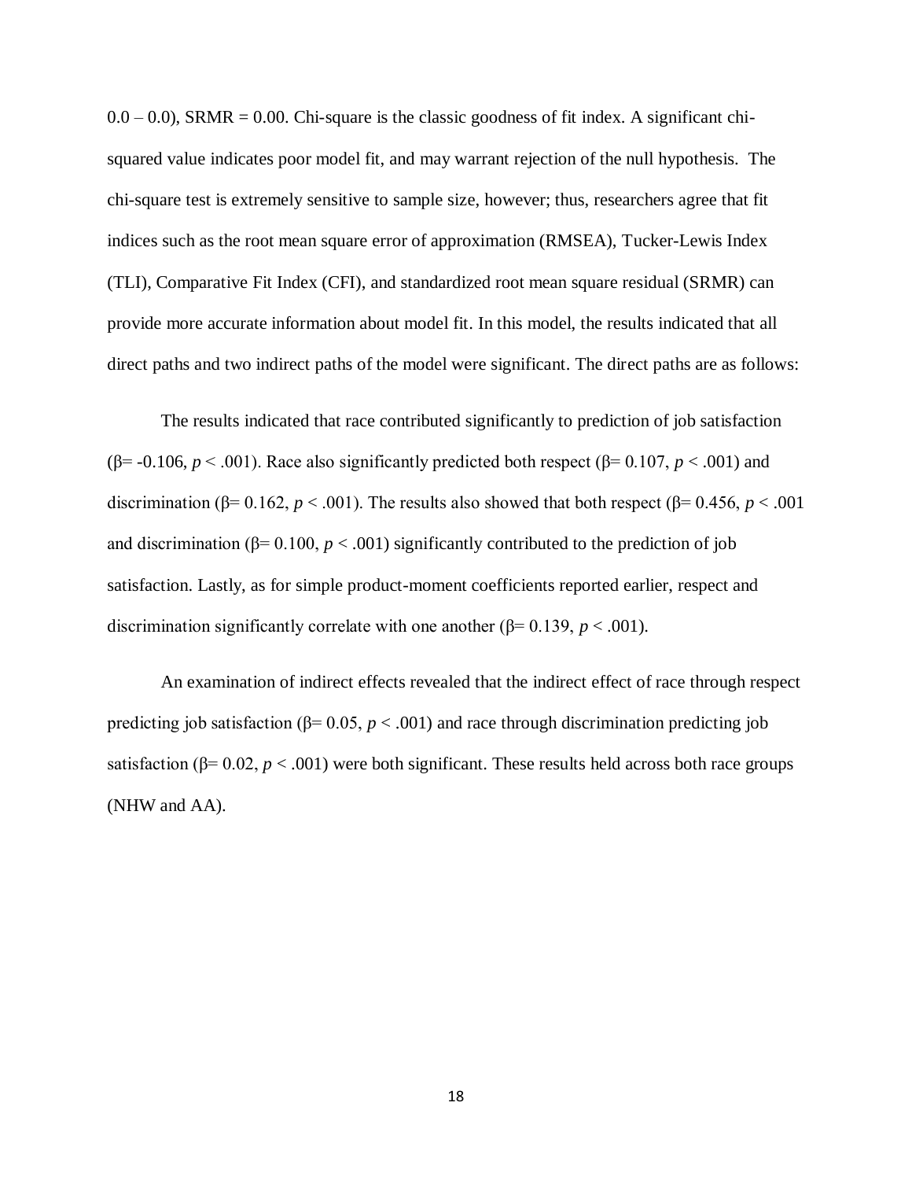0.0 – 0.0), SRMR = 0.00. Chi-square is the classic goodness of fit index. A significant chi-squared value indicates poor model fit, and may warrant rejection of the null hypothesis. The chi-square test is extremely sensitive to sample size, however; thus, researchers agree that fit indices such as the root mean square error of approximation (RMSEA), Tucker-Lewis Index (TLI), Comparative Fit Index (CFI), and standardized root mean square residual (SRMR) can provide more accurate information about model fit. In this model, the results indicated that all direct paths and two indirect paths of the model were significant. The direct paths are as follows:

The results indicated that race contributed significantly to prediction of job satisfaction ($\beta$= -0.106, $p < .001$). Race also significantly predicted both respect ($\beta$= 0.107, $p < .001$) and discrimination ($\beta$= 0.162, $p < .001$). The results also showed that both respect ($\beta$= 0.456, $p < .001$ and discrimination ($\beta$= 0.100, $p < .001$) significantly contributed to the prediction of job satisfaction. Lastly, as for simple product-moment coefficients reported earlier, respect and discrimination significantly correlate with one another ($\beta$= 0.139, $p < .001$).

An examination of indirect effects revealed that the indirect effect of race through respect predicting job satisfaction ($\beta$= 0.05, $p < .001$) and race through discrimination predicting job satisfaction ($\beta$= 0.02, $p < .001$) were both significant. These results held across both race groups (NHW and AA).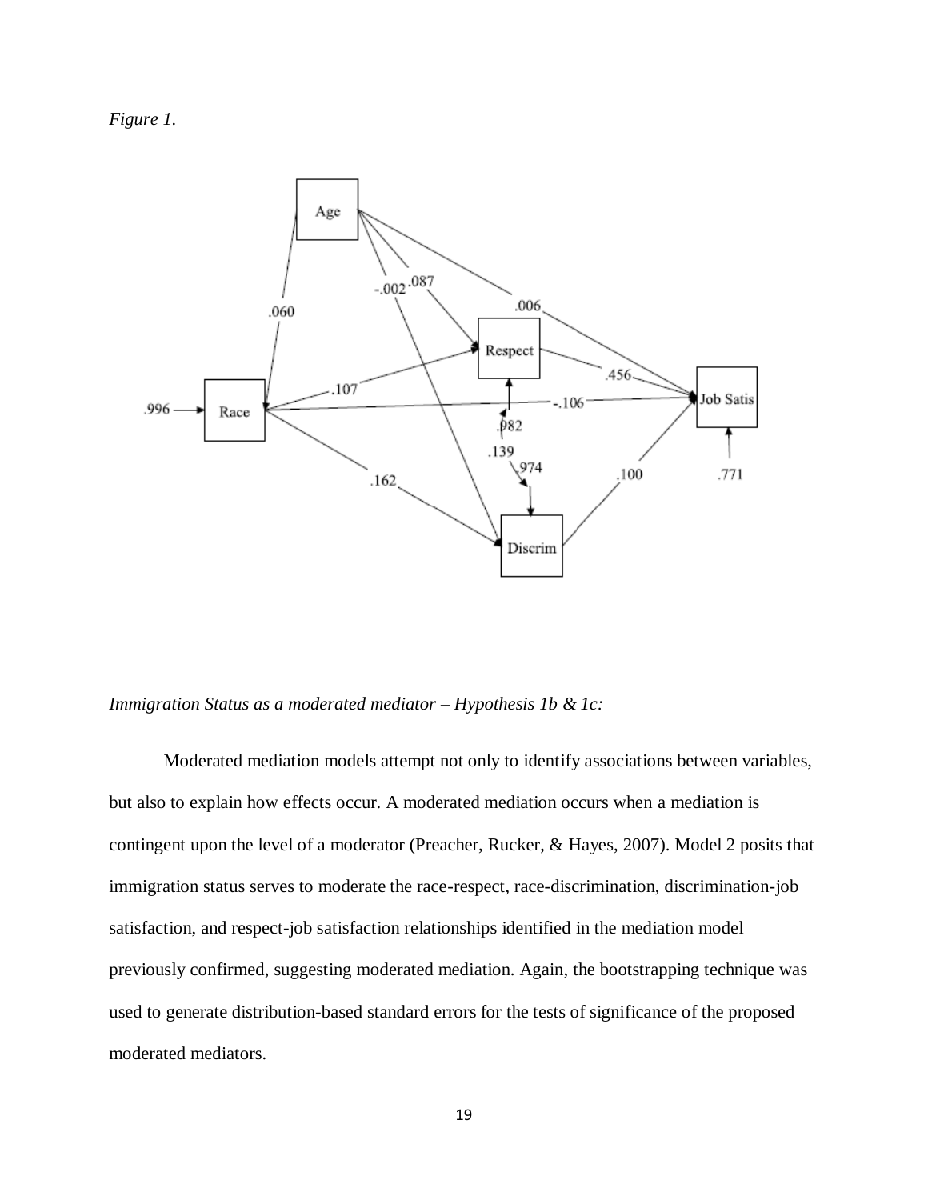*Figure 1.*

*Immigration Status as a moderated mediator – Hypothesis 1b & 1c:*

Moderated mediation models attempt not only to identify associations between variables, but also to explain how effects occur. A moderated mediation occurs when a mediation is contingent upon the level of a moderator (Preacher, Rucker, & Hayes, 2007). Model 2 posits that immigration status serves to moderate the race-respect, race-discrimination, discrimination-job satisfaction, and respect-job satisfaction relationships identified in the mediation model previously confirmed, suggesting moderated mediation. Again, the bootstrapping technique was used to generate distribution-based standard errors for the tests of significance of the proposed moderated mediators.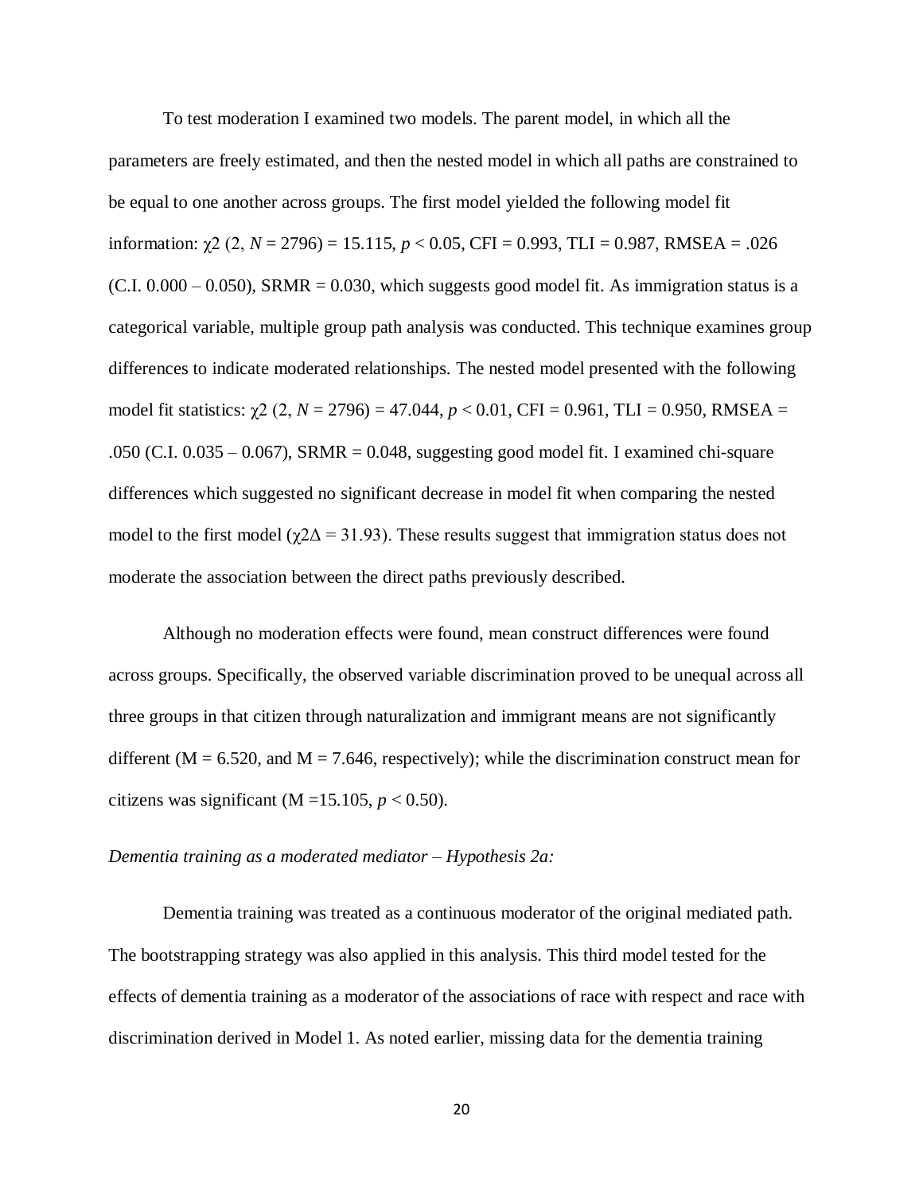To test moderation I examined two models. The parent model, in which all the parameters are freely estimated, and then the nested model in which all paths are constrained to be equal to one another across groups. The first model yielded the following model fit information: $\chi2$ (2, *N* = 2796) = 15.115, $p < 0.05$, CFI = 0.993, TLI = 0.987, RMSEA = .026 (C.I. 0.000 – 0.050), SRMR = 0.030, which suggests good model fit. As immigration status is a categorical variable, multiple group path analysis was conducted. This technique examines group differences to indicate moderated relationships. The nested model presented with the following model fit statistics: $\chi2$ (2, *N* = 2796) = 47.044, $p < 0.01$, CFI = 0.961, TLI = 0.950, RMSEA = .050 (C.I. 0.035 – 0.067), SRMR = 0.048, suggesting good model fit. I examined chi-square differences which suggested no significant decrease in model fit when comparing the nested model to the first model ($\chi2\Delta$ = 31.93). These results suggest that immigration status does not moderate the association between the direct paths previously described.

Although no moderation effects were found, mean construct differences were found across groups. Specifically, the observed variable discrimination proved to be unequal across all three groups in that citizen through naturalization and immigrant means are not significantly different (M = 6.520, and M = 7.646, respectively); while the discrimination construct mean for citizens was significant (M =15.105, $p < 0.50$).

*Dementia training as a moderated mediator – Hypothesis 2a:*

Dementia training was treated as a continuous moderator of the original mediated path. The bootstrapping strategy was also applied in this analysis. This third model tested for the effects of dementia training as a moderator of the associations of race with respect and race with discrimination derived in Model 1. As noted earlier, missing data for the dementia training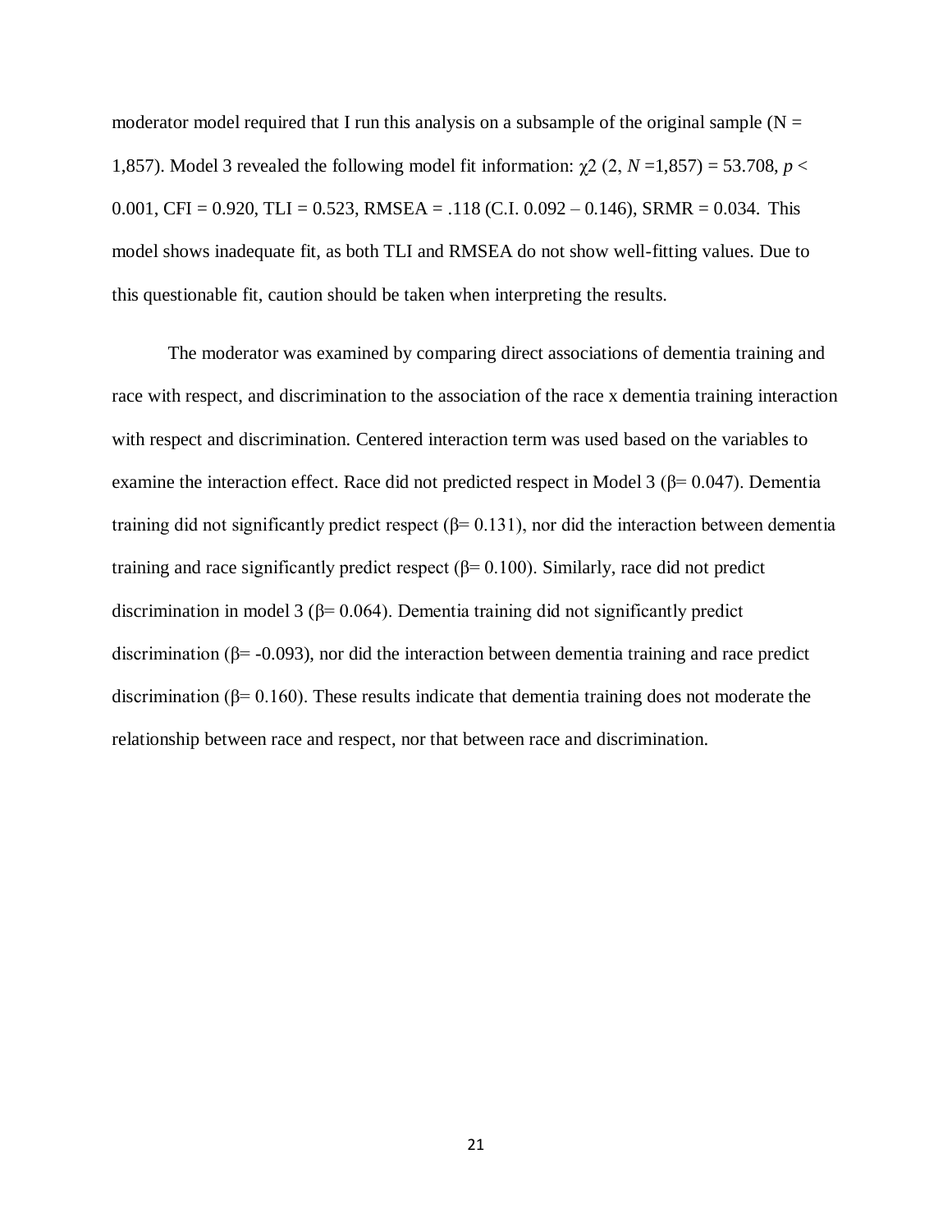moderator model required that I run this analysis on a subsample of the original sample (N = 1,857). Model 3 revealed the following model fit information: $\chi 2$ (2, $N$ =1,857) = 53.708, $p <$ 0.001, CFI = 0.920, TLI = 0.523, RMSEA = .118 (C.I. 0.092 – 0.146), SRMR = 0.034. This model shows inadequate fit, as both TLI and RMSEA do not show well-fitting values. Due to this questionable fit, caution should be taken when interpreting the results.

The moderator was examined by comparing direct associations of dementia training and race with respect, and discrimination to the association of the race x dementia training interaction with respect and discrimination. Centered interaction term was used based on the variables to examine the interaction effect. Race did not predicted respect in Model 3 ($\beta$= 0.047). Dementia training did not significantly predict respect ($\beta$= 0.131), nor did the interaction between dementia training and race significantly predict respect ($\beta$= 0.100). Similarly, race did not predict discrimination in model 3 ($\beta$= 0.064). Dementia training did not significantly predict discrimination ($\beta$= -0.093), nor did the interaction between dementia training and race predict discrimination ($\beta$= 0.160). These results indicate that dementia training does not moderate the relationship between race and respect, nor that between race and discrimination.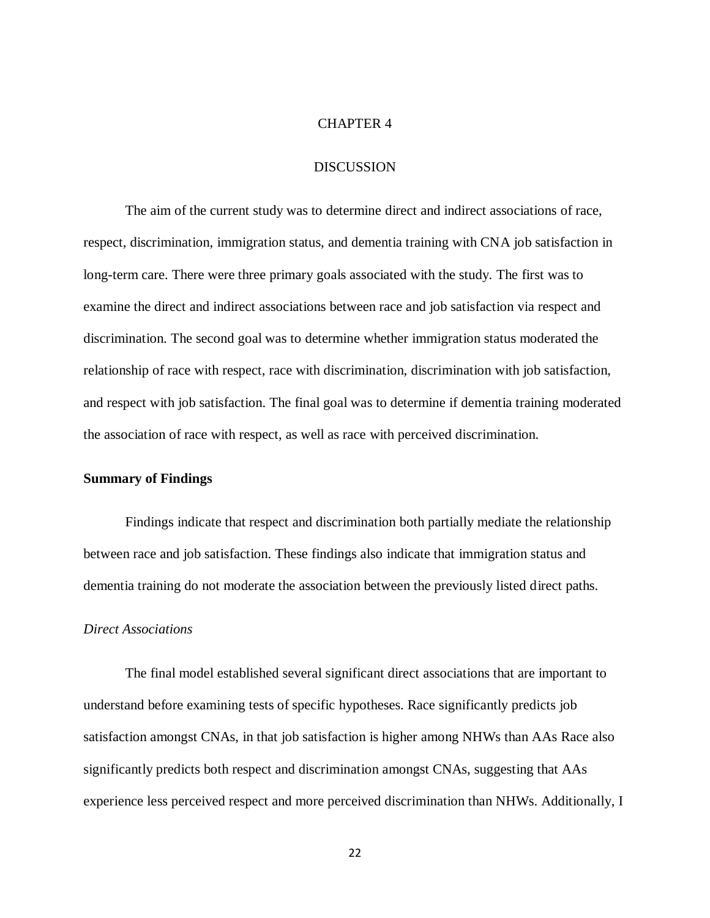# CHAPTER 4

# DISCUSSION

The aim of the current study was to determine direct and indirect associations of race, respect, discrimination, immigration status, and dementia training with CNA job satisfaction in long-term care. There were three primary goals associated with the study. The first was to examine the direct and indirect associations between race and job satisfaction via respect and discrimination. The second goal was to determine whether immigration status moderated the relationship of race with respect, race with discrimination, discrimination with job satisfaction, and respect with job satisfaction. The final goal was to determine if dementia training moderated the association of race with respect, as well as race with perceived discrimination.

**Summary of Findings**

Findings indicate that respect and discrimination both partially mediate the relationship between race and job satisfaction. These findings also indicate that immigration status and dementia training do not moderate the association between the previously listed direct paths.

*Direct Associations*

The final model established several significant direct associations that are important to understand before examining tests of specific hypotheses. Race significantly predicts job satisfaction amongst CNAs, in that job satisfaction is higher among NHWs than AAs Race also significantly predicts both respect and discrimination amongst CNAs, suggesting that AAs experience less perceived respect and more perceived discrimination than NHWs. Additionally, I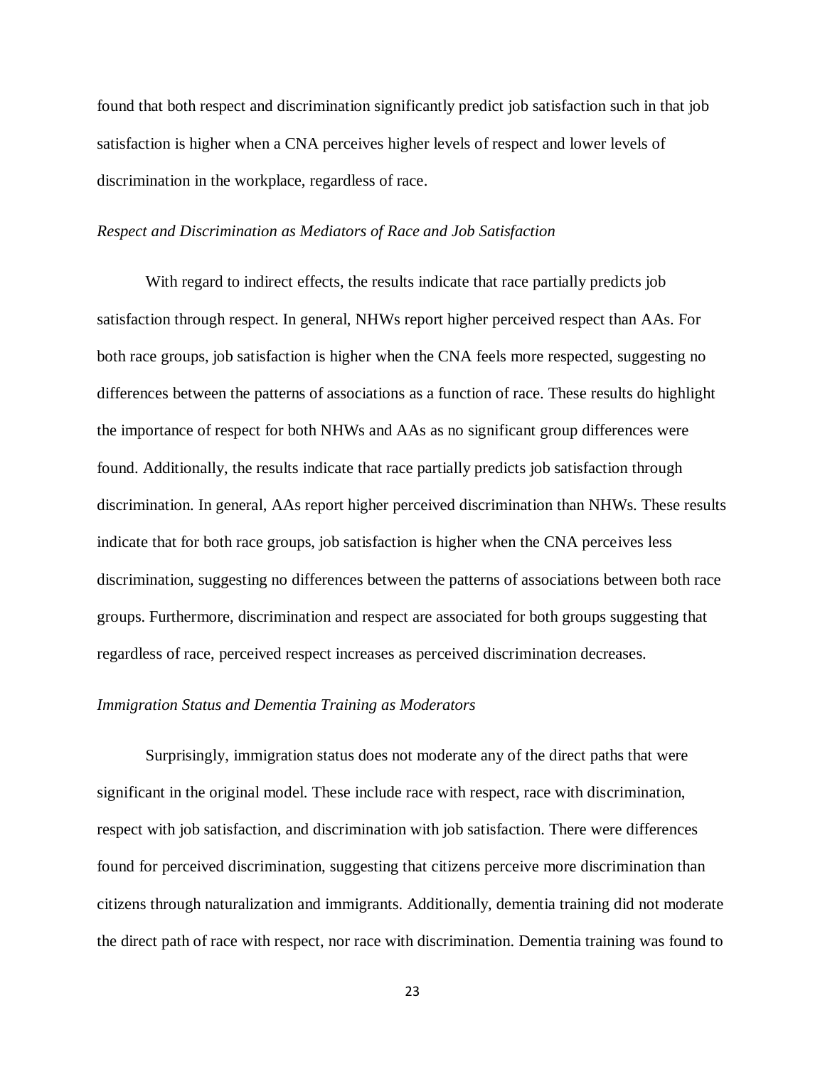found that both respect and discrimination significantly predict job satisfaction such in that job satisfaction is higher when a CNA perceives higher levels of respect and lower levels of discrimination in the workplace, regardless of race.

### *Respect and Discrimination as Mediators of Race and Job Satisfaction*

With regard to indirect effects, the results indicate that race partially predicts job satisfaction through respect. In general, NHWs report higher perceived respect than AAs. For both race groups, job satisfaction is higher when the CNA feels more respected, suggesting no differences between the patterns of associations as a function of race. These results do highlight the importance of respect for both NHWs and AAs as no significant group differences were found. Additionally, the results indicate that race partially predicts job satisfaction through discrimination. In general, AAs report higher perceived discrimination than NHWs. These results indicate that for both race groups, job satisfaction is higher when the CNA perceives less discrimination, suggesting no differences between the patterns of associations between both race groups. Furthermore, discrimination and respect are associated for both groups suggesting that regardless of race, perceived respect increases as perceived discrimination decreases.

### *Immigration Status and Dementia Training as Moderators*

Surprisingly, immigration status does not moderate any of the direct paths that were significant in the original model. These include race with respect, race with discrimination, respect with job satisfaction, and discrimination with job satisfaction. There were differences found for perceived discrimination, suggesting that citizens perceive more discrimination than citizens through naturalization and immigrants. Additionally, dementia training did not moderate the direct path of race with respect, nor race with discrimination. Dementia training was found to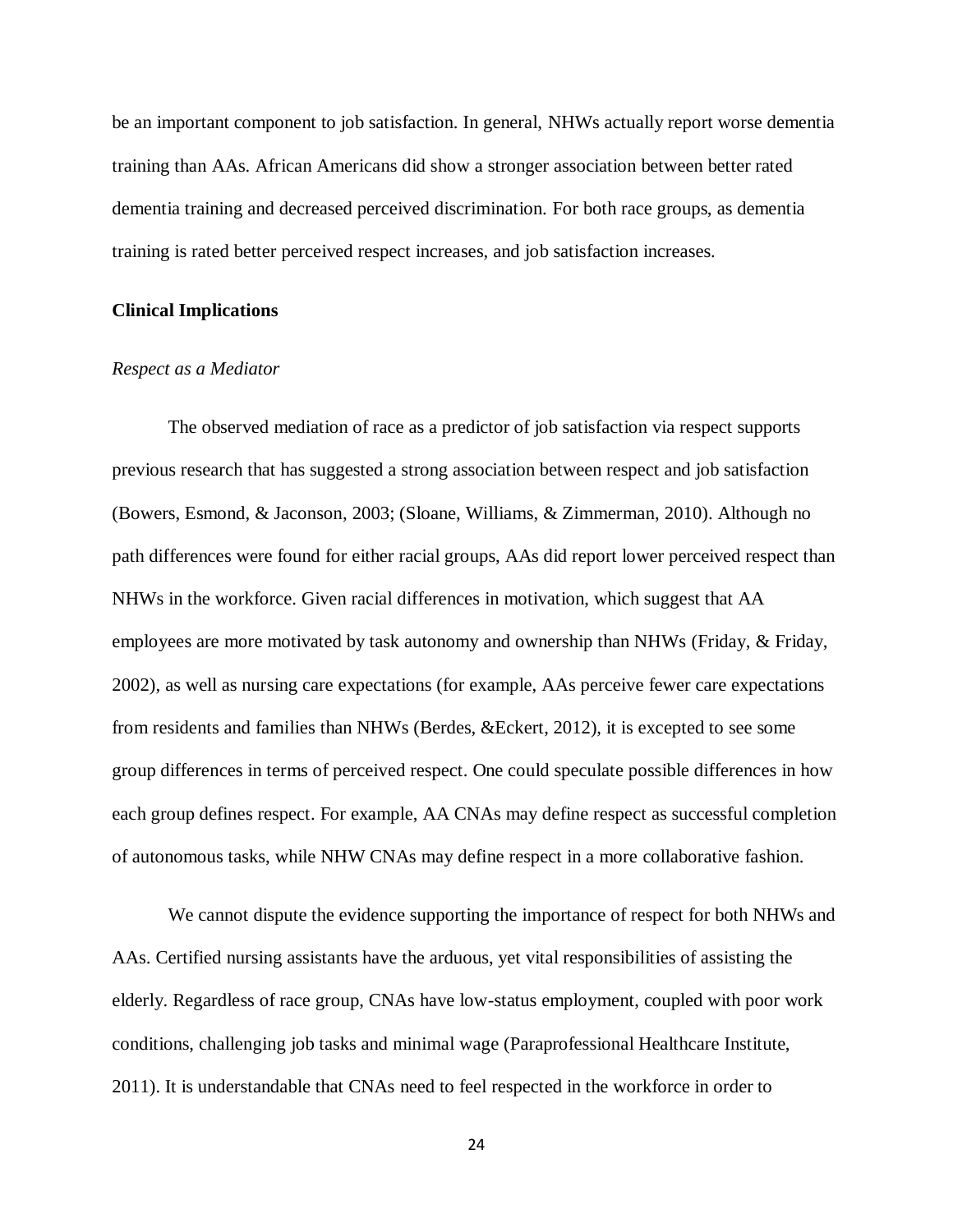be an important component to job satisfaction. In general, NHWs actually report worse dementia training than AAs. African Americans did show a stronger association between better rated dementia training and decreased perceived discrimination. For both race groups, as dementia training is rated better perceived respect increases, and job satisfaction increases.

## Clinical Implications

### *Respect as a Mediator*

The observed mediation of race as a predictor of job satisfaction via respect supports previous research that has suggested a strong association between respect and job satisfaction (Bowers, Esmond, & Jaconson, 2003; (Sloane, Williams, & Zimmerman, 2010). Although no path differences were found for either racial groups, AAs did report lower perceived respect than NHWs in the workforce. Given racial differences in motivation, which suggest that AA employees are more motivated by task autonomy and ownership than NHWs (Friday, & Friday, 2002), as well as nursing care expectations (for example, AAs perceive fewer care expectations from residents and families than NHWs (Berdes, &Eckert, 2012), it is excepted to see some group differences in terms of perceived respect. One could speculate possible differences in how each group defines respect. For example, AA CNAs may define respect as successful completion of autonomous tasks, while NHW CNAs may define respect in a more collaborative fashion.

We cannot dispute the evidence supporting the importance of respect for both NHWs and AAs. Certified nursing assistants have the arduous, yet vital responsibilities of assisting the elderly. Regardless of race group, CNAs have low-status employment, coupled with poor work conditions, challenging job tasks and minimal wage (Paraprofessional Healthcare Institute, 2011). It is understandable that CNAs need to feel respected in the workforce in order to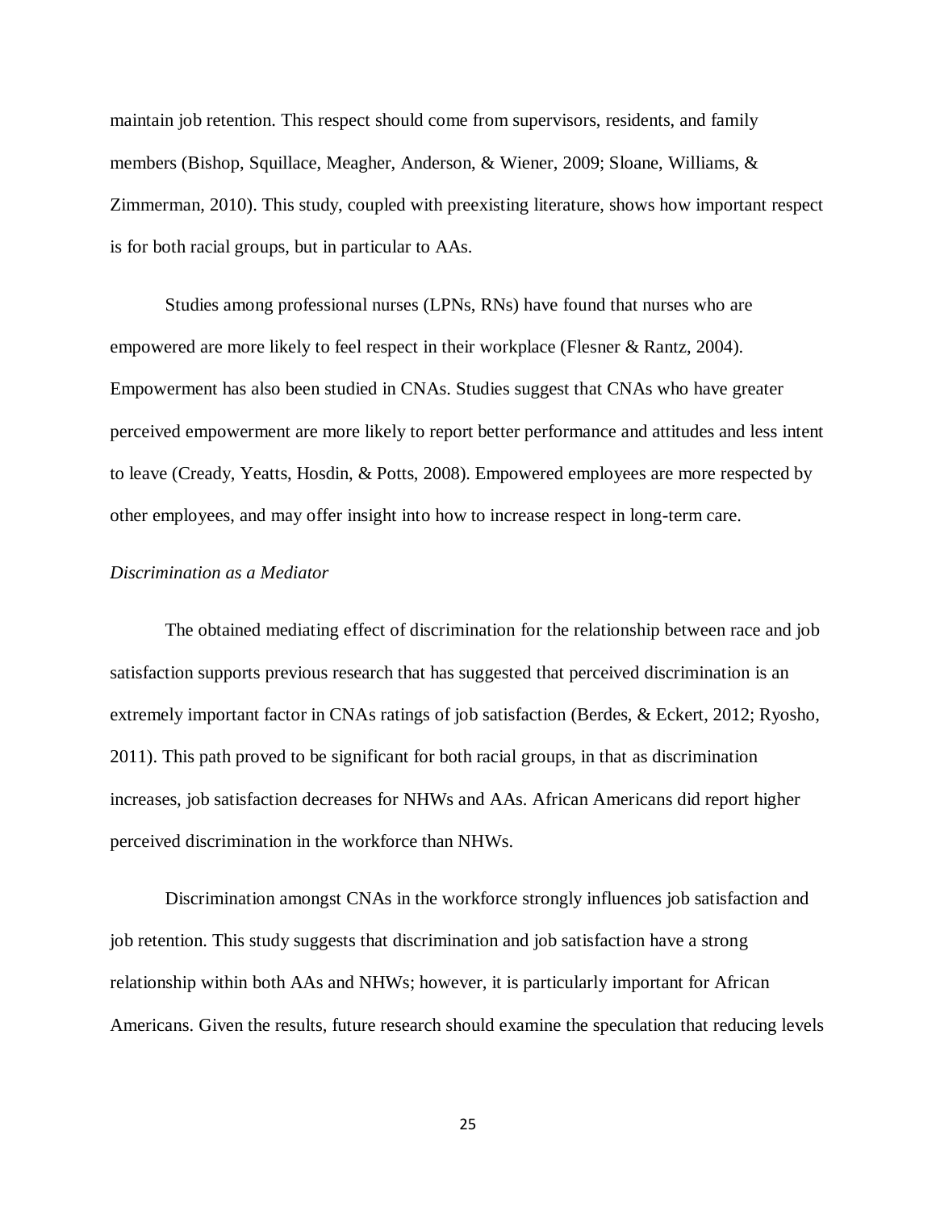maintain job retention. This respect should come from supervisors, residents, and family members (Bishop, Squillace, Meagher, Anderson, & Wiener, 2009; Sloane, Williams, & Zimmerman, 2010). This study, coupled with preexisting literature, shows how important respect is for both racial groups, but in particular to AAs.

Studies among professional nurses (LPNs, RNs) have found that nurses who are empowered are more likely to feel respect in their workplace (Flesner & Rantz, 2004). Empowerment has also been studied in CNAs. Studies suggest that CNAs who have greater perceived empowerment are more likely to report better performance and attitudes and less intent to leave (Cready, Yeatts, Hosdin, & Potts, 2008). Empowered employees are more respected by other employees, and may offer insight into how to increase respect in long-term care.

*Discrimination as a Mediator*

The obtained mediating effect of discrimination for the relationship between race and job satisfaction supports previous research that has suggested that perceived discrimination is an extremely important factor in CNAs ratings of job satisfaction (Berdes, & Eckert, 2012; Ryosho, 2011). This path proved to be significant for both racial groups, in that as discrimination increases, job satisfaction decreases for NHWs and AAs. African Americans did report higher perceived discrimination in the workforce than NHWs.

Discrimination amongst CNAs in the workforce strongly influences job satisfaction and job retention. This study suggests that discrimination and job satisfaction have a strong relationship within both AAs and NHWs; however, it is particularly important for African Americans. Given the results, future research should examine the speculation that reducing levels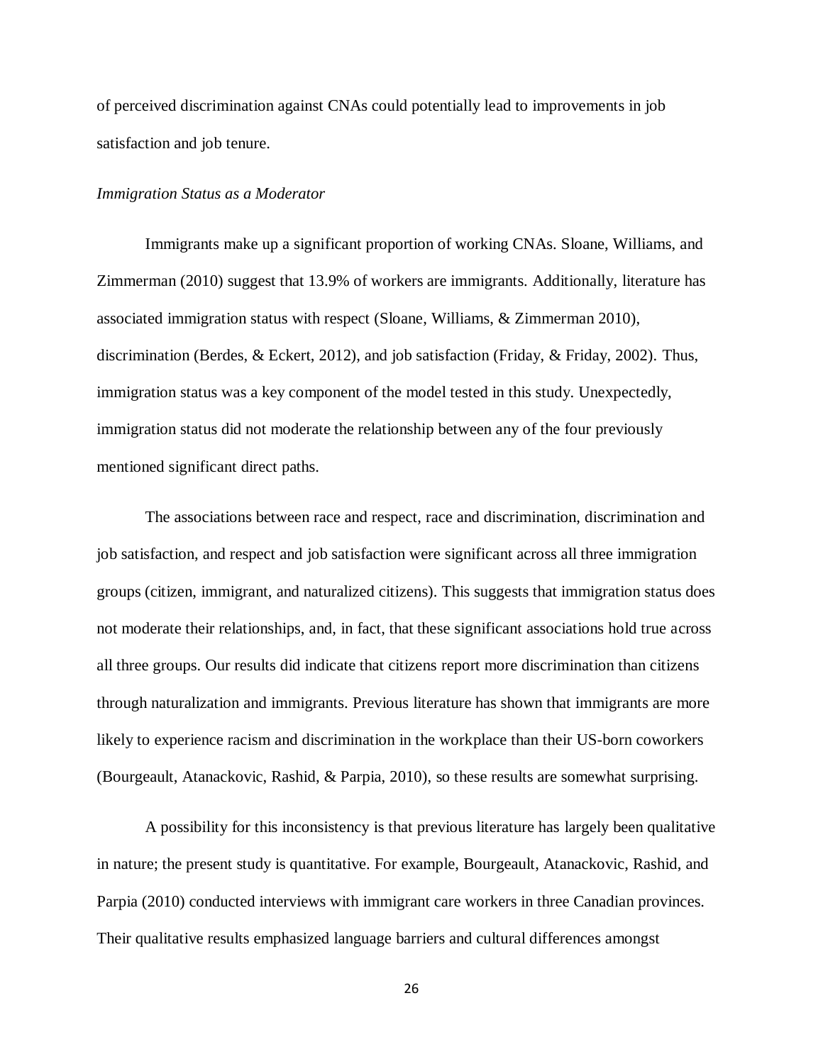of perceived discrimination against CNAs could potentially lead to improvements in job satisfaction and job tenure.

*Immigration Status as a Moderator*

Immigrants make up a significant proportion of working CNAs. Sloane, Williams, and Zimmerman (2010) suggest that 13.9% of workers are immigrants. Additionally, literature has associated immigration status with respect (Sloane, Williams, & Zimmerman 2010), discrimination (Berdes, & Eckert, 2012), and job satisfaction (Friday, & Friday, 2002). Thus, immigration status was a key component of the model tested in this study. Unexpectedly, immigration status did not moderate the relationship between any of the four previously mentioned significant direct paths.

The associations between race and respect, race and discrimination, discrimination and job satisfaction, and respect and job satisfaction were significant across all three immigration groups (citizen, immigrant, and naturalized citizens). This suggests that immigration status does not moderate their relationships, and, in fact, that these significant associations hold true across all three groups. Our results did indicate that citizens report more discrimination than citizens through naturalization and immigrants. Previous literature has shown that immigrants are more likely to experience racism and discrimination in the workplace than their US-born coworkers (Bourgeault, Atanackovic, Rashid, & Parpia, 2010), so these results are somewhat surprising.

A possibility for this inconsistency is that previous literature has largely been qualitative in nature; the present study is quantitative. For example, Bourgeault, Atanackovic, Rashid, and Parpia (2010) conducted interviews with immigrant care workers in three Canadian provinces. Their qualitative results emphasized language barriers and cultural differences amongst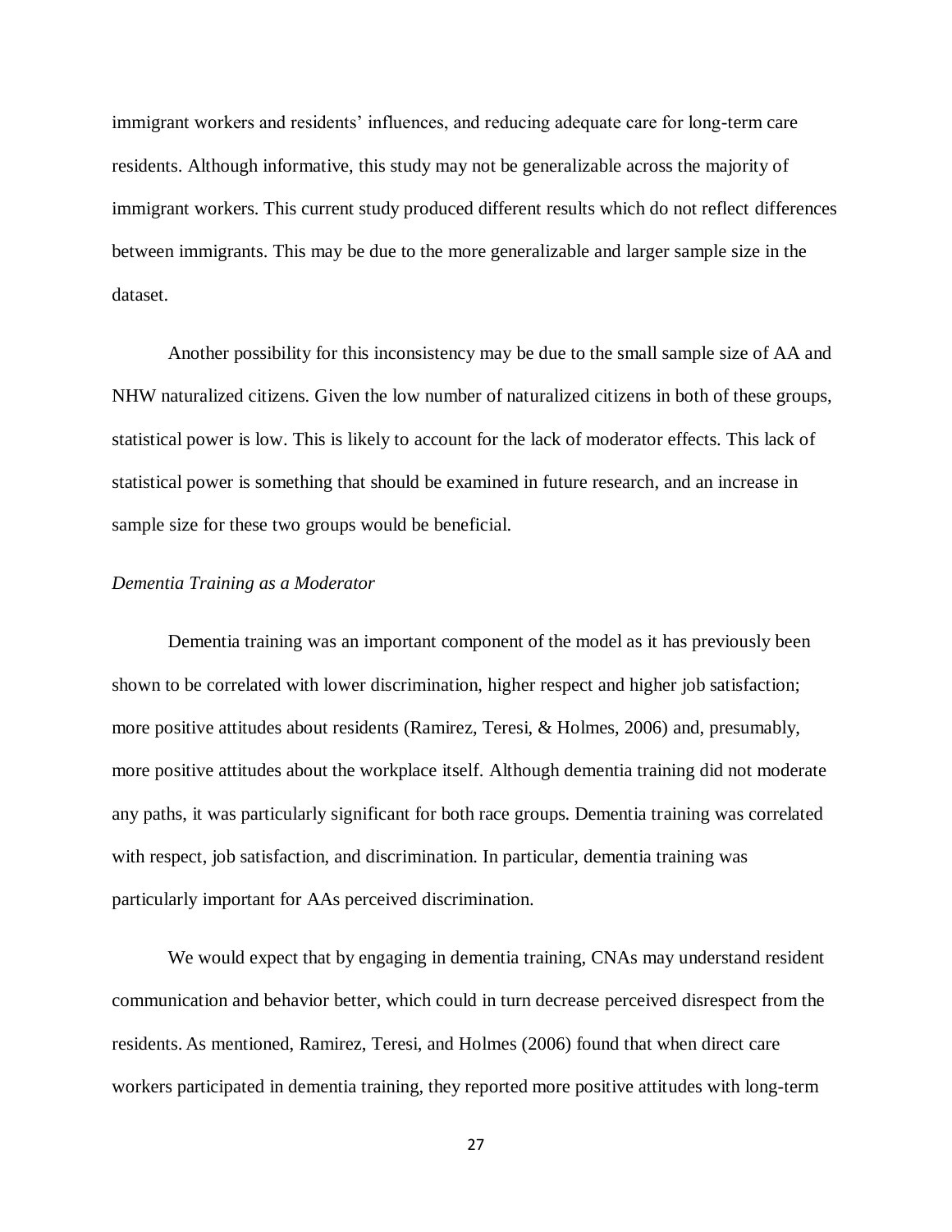immigrant workers and residents' influences, and reducing adequate care for long-term care residents. Although informative, this study may not be generalizable across the majority of immigrant workers. This current study produced different results which do not reflect differences between immigrants. This may be due to the more generalizable and larger sample size in the dataset.

Another possibility for this inconsistency may be due to the small sample size of AA and NHW naturalized citizens. Given the low number of naturalized citizens in both of these groups, statistical power is low. This is likely to account for the lack of moderator effects. This lack of statistical power is something that should be examined in future research, and an increase in sample size for these two groups would be beneficial.

*Dementia Training as a Moderator*

Dementia training was an important component of the model as it has previously been shown to be correlated with lower discrimination, higher respect and higher job satisfaction; more positive attitudes about residents (Ramirez, Teresi, & Holmes, 2006) and, presumably, more positive attitudes about the workplace itself. Although dementia training did not moderate any paths, it was particularly significant for both race groups. Dementia training was correlated with respect, job satisfaction, and discrimination. In particular, dementia training was particularly important for AAs perceived discrimination.

We would expect that by engaging in dementia training, CNAs may understand resident communication and behavior better, which could in turn decrease perceived disrespect from the residents. As mentioned, Ramirez, Teresi, and Holmes (2006) found that when direct care workers participated in dementia training, they reported more positive attitudes with long-term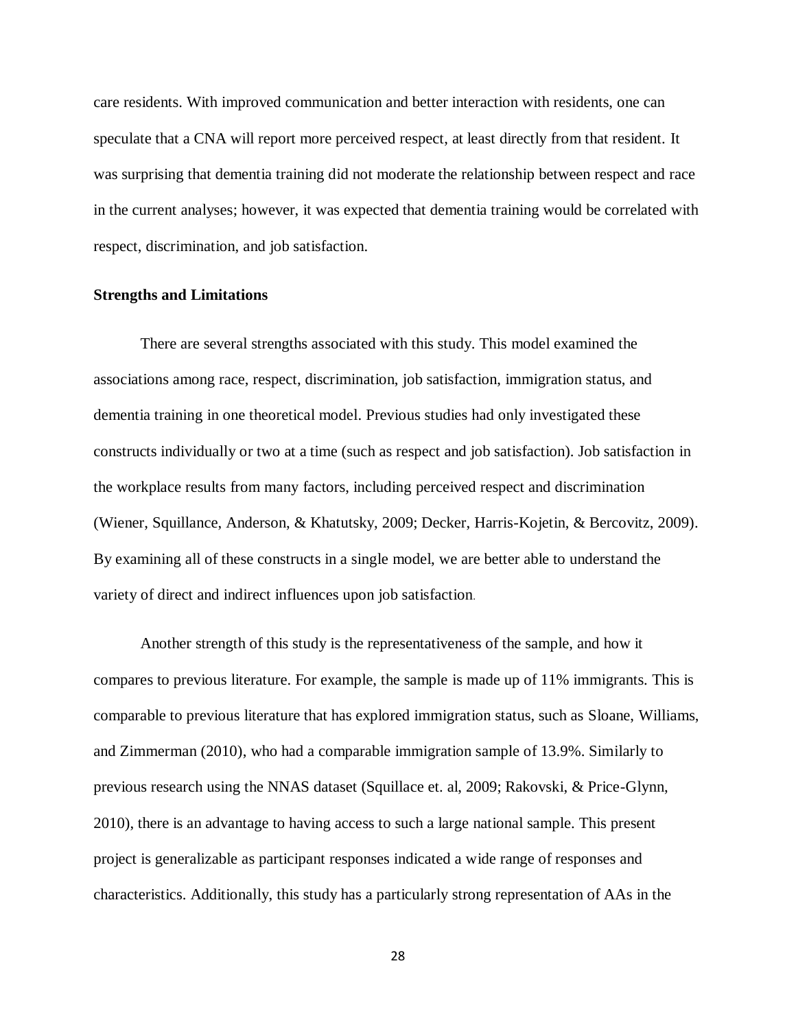care residents. With improved communication and better interaction with residents, one can speculate that a CNA will report more perceived respect, at least directly from that resident. It was surprising that dementia training did not moderate the relationship between respect and race in the current analyses; however, it was expected that dementia training would be correlated with respect, discrimination, and job satisfaction.

**Strengths and Limitations**

There are several strengths associated with this study. This model examined the associations among race, respect, discrimination, job satisfaction, immigration status, and dementia training in one theoretical model. Previous studies had only investigated these constructs individually or two at a time (such as respect and job satisfaction). Job satisfaction in the workplace results from many factors, including perceived respect and discrimination (Wiener, Squillance, Anderson, & Khatutsky, 2009; Decker, Harris-Kojetin, & Bercovitz, 2009). By examining all of these constructs in a single model, we are better able to understand the variety of direct and indirect influences upon job satisfaction.

Another strength of this study is the representativeness of the sample, and how it compares to previous literature. For example, the sample is made up of 11% immigrants. This is comparable to previous literature that has explored immigration status, such as Sloane, Williams, and Zimmerman (2010), who had a comparable immigration sample of 13.9%. Similarly to previous research using the NNAS dataset (Squillace et. al, 2009; Rakovski, & Price-Glynn, 2010), there is an advantage to having access to such a large national sample. This present project is generalizable as participant responses indicated a wide range of responses and characteristics. Additionally, this study has a particularly strong representation of AAs in the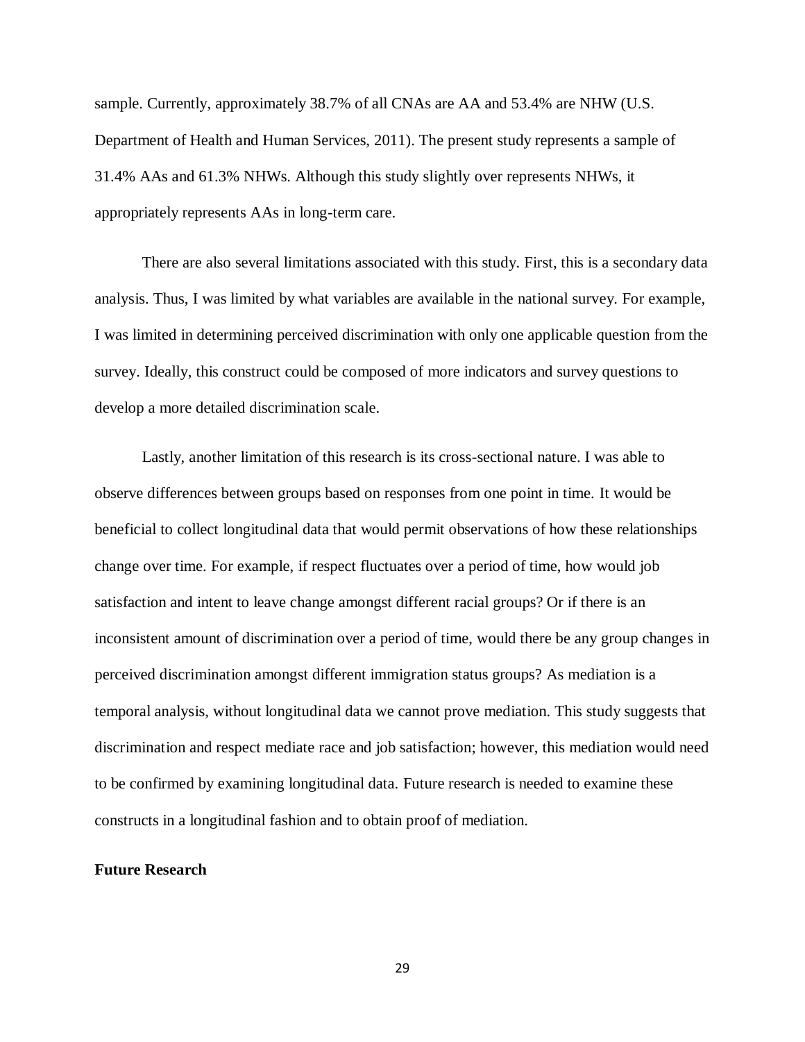sample. Currently, approximately 38.7% of all CNAs are AA and 53.4% are NHW (U.S. Department of Health and Human Services, 2011). The present study represents a sample of 31.4% AAs and 61.3% NHWs. Although this study slightly over represents NHWs, it appropriately represents AAs in long-term care.

There are also several limitations associated with this study. First, this is a secondary data analysis. Thus, I was limited by what variables are available in the national survey. For example, I was limited in determining perceived discrimination with only one applicable question from the survey. Ideally, this construct could be composed of more indicators and survey questions to develop a more detailed discrimination scale.

Lastly, another limitation of this research is its cross-sectional nature. I was able to observe differences between groups based on responses from one point in time. It would be beneficial to collect longitudinal data that would permit observations of how these relationships change over time. For example, if respect fluctuates over a period of time, how would job satisfaction and intent to leave change amongst different racial groups? Or if there is an inconsistent amount of discrimination over a period of time, would there be any group changes in perceived discrimination amongst different immigration status groups? As mediation is a temporal analysis, without longitudinal data we cannot prove mediation. This study suggests that discrimination and respect mediate race and job satisfaction; however, this mediation would need to be confirmed by examining longitudinal data. Future research is needed to examine these constructs in a longitudinal fashion and to obtain proof of mediation.

**Future Research**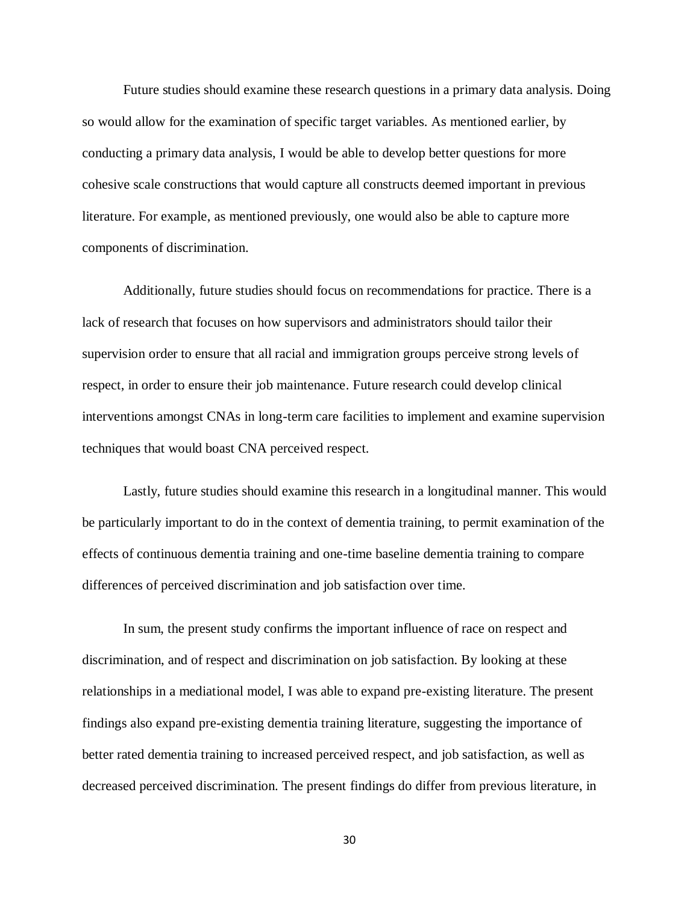Future studies should examine these research questions in a primary data analysis. Doing so would allow for the examination of specific target variables. As mentioned earlier, by conducting a primary data analysis, I would be able to develop better questions for more cohesive scale constructions that would capture all constructs deemed important in previous literature. For example, as mentioned previously, one would also be able to capture more components of discrimination.

Additionally, future studies should focus on recommendations for practice. There is a lack of research that focuses on how supervisors and administrators should tailor their supervision order to ensure that all racial and immigration groups perceive strong levels of respect, in order to ensure their job maintenance. Future research could develop clinical interventions amongst CNAs in long-term care facilities to implement and examine supervision techniques that would boast CNA perceived respect.

Lastly, future studies should examine this research in a longitudinal manner. This would be particularly important to do in the context of dementia training, to permit examination of the effects of continuous dementia training and one-time baseline dementia training to compare differences of perceived discrimination and job satisfaction over time.

In sum, the present study confirms the important influence of race on respect and discrimination, and of respect and discrimination on job satisfaction. By looking at these relationships in a mediational model, I was able to expand pre-existing literature. The present findings also expand pre-existing dementia training literature, suggesting the importance of better rated dementia training to increased perceived respect, and job satisfaction, as well as decreased perceived discrimination. The present findings do differ from previous literature, in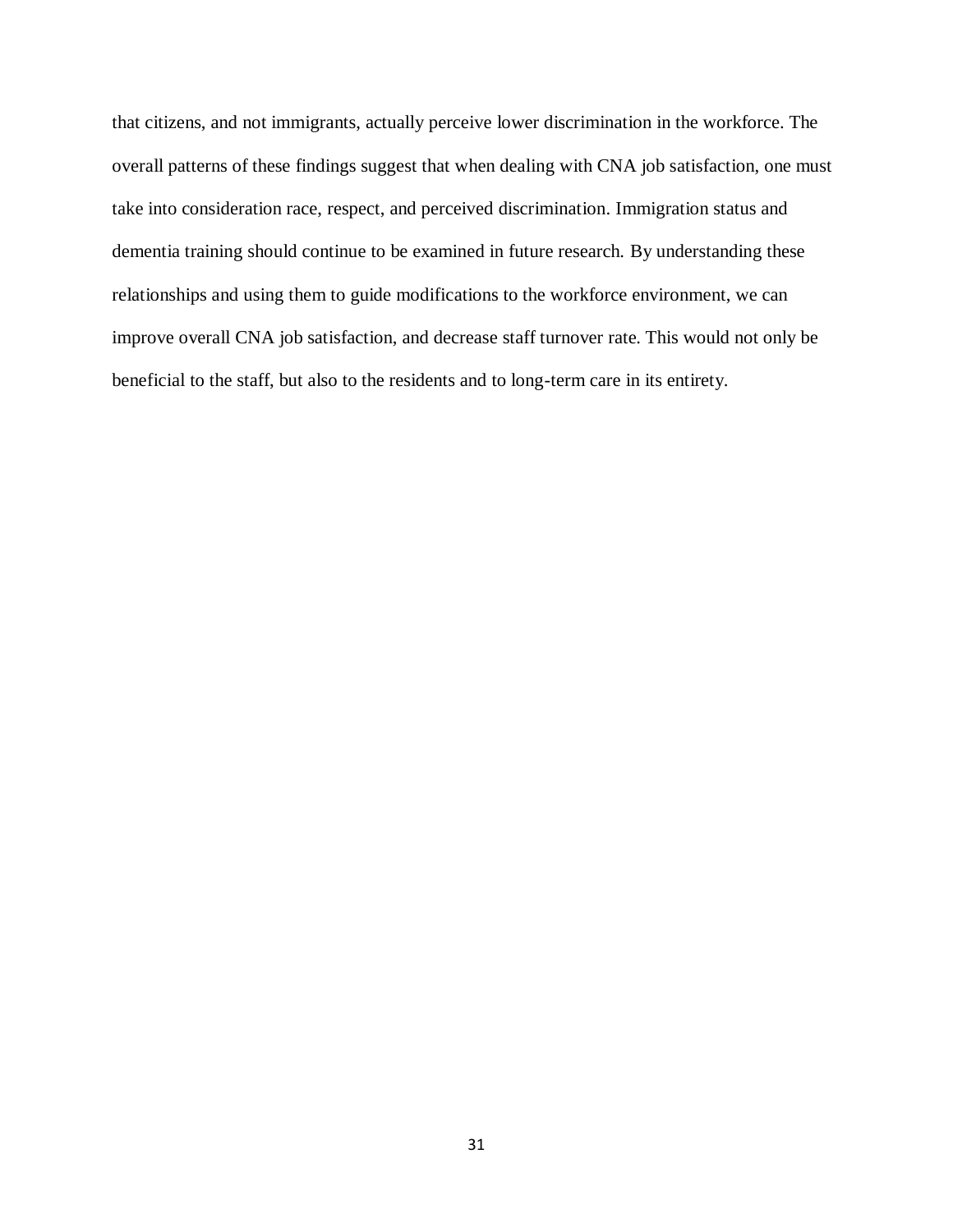that citizens, and not immigrants, actually perceive lower discrimination in the workforce. The overall patterns of these findings suggest that when dealing with CNA job satisfaction, one must take into consideration race, respect, and perceived discrimination. Immigration status and dementia training should continue to be examined in future research. By understanding these relationships and using them to guide modifications to the workforce environment, we can improve overall CNA job satisfaction, and decrease staff turnover rate. This would not only be beneficial to the staff, but also to the residents and to long-term care in its entirety.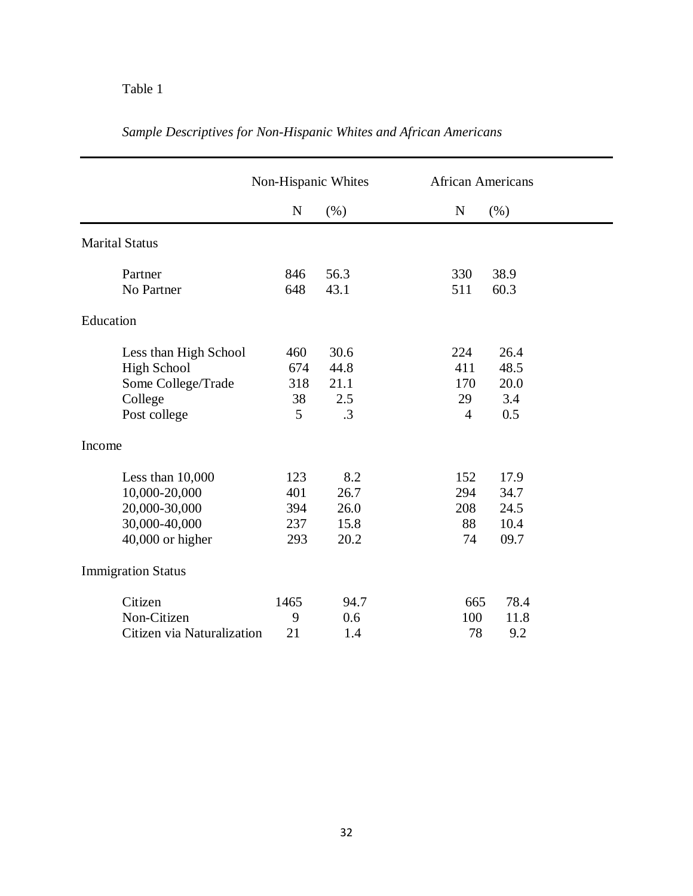Table 1

*Sample Descriptives for Non-Hispanic Whites and African Americans*

| | Non-Hispanic Whites | | African Americans | |
|---|---|---|---|---|
| | N | (%) | N | (%) |
| Marital Status | | | | |
| Partner | 846 | 56.3 | 330 | 38.9 |
| No Partner | 648 | 43.1 | 511 | 60.3 |
| Education | | | | |
| Less than High School | 460 | 30.6 | 224 | 26.4 |
| High School | 674 | 44.8 | 411 | 48.5 |
| Some College/Trade | 318 | 21.1 | 170 | 20.0 |
| College | 38 | 2.5 | 29 | 3.4 |
| Post college | 5 | .3 | 4 | 0.5 |
| Income | | | | |
| Less than 10,000 | 123 | 8.2 | 152 | 17.9 |
| 10,000-20,000 | 401 | 26.7 | 294 | 34.7 |
| 20,000-30,000 | 394 | 26.0 | 208 | 24.5 |
| 30,000-40,000 | 237 | 15.8 | 88 | 10.4 |
| 40,000 or higher | 293 | 20.2 | 74 | 09.7 |
| Immigration Status | | | | |
| Citizen | 1465 | 94.7 | 665 | 78.4 |
| Non-Citizen | 9 | 0.6 | 100 | 11.8 |
| Citizen via Naturalization | 21 | 1.4 | 78 | 9.2 |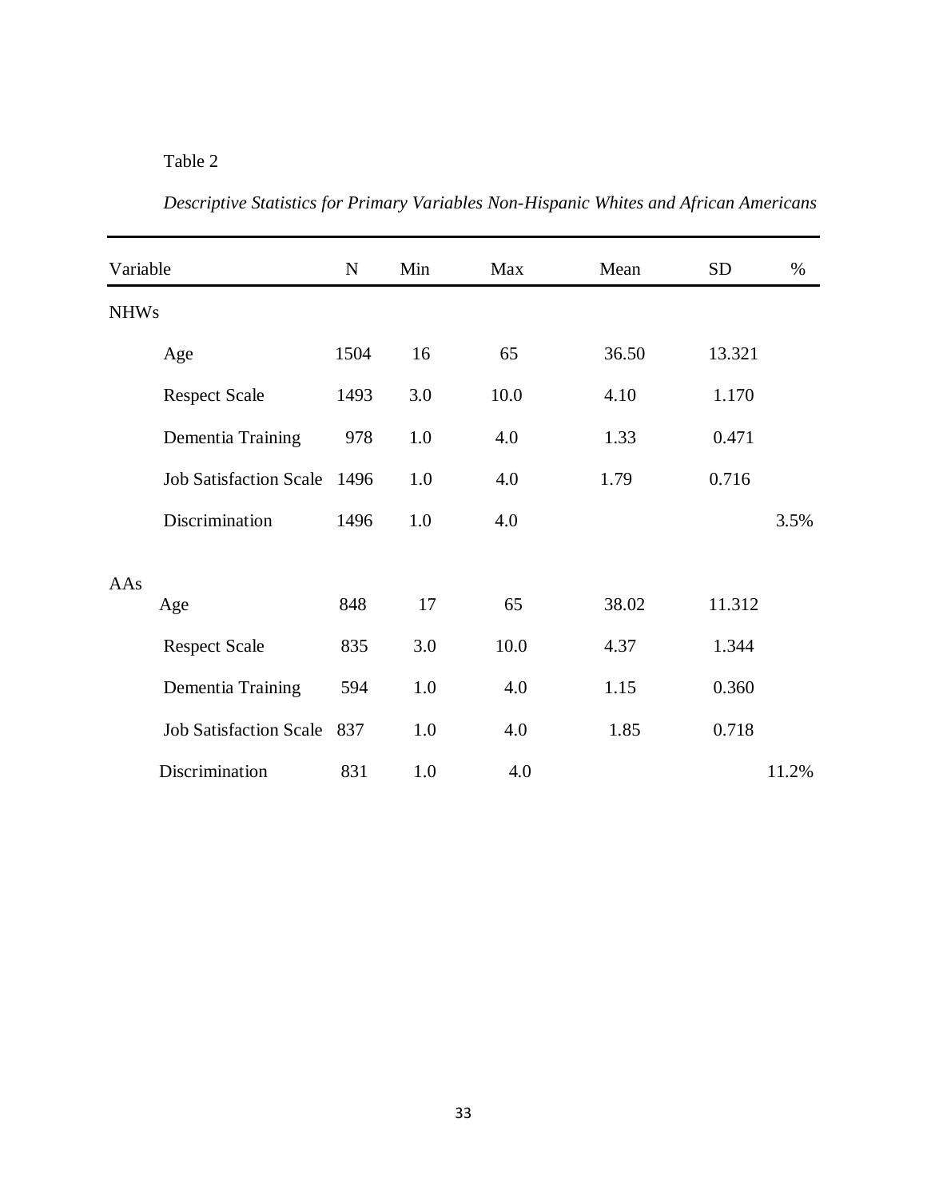Table 2

*Descriptive Statistics for Primary Variables Non-Hispanic Whites and African Americans*

| Variable | N | Min | Max | Mean | SD | % |
|---|---|---|---|---|---|---|
| NHWs | | | | | | |
| Age | 1504 | 16 | 65 | 36.50 | 13.321 | |
| Respect Scale | 1493 | 3.0 | 10.0 | 4.10 | 1.170 | |
| Dementia Training | 978 | 1.0 | 4.0 | 1.33 | 0.471 | |
| Job Satisfaction Scale | 1496 | 1.0 | 4.0 | 1.79 | 0.716 | |
| Discrimination | 1496 | 1.0 | 4.0 | | | 3.5% |
| AAs | | | | | | |
| Age | 848 | 17 | 65 | 38.02 | 11.312 | |
| Respect Scale | 835 | 3.0 | 10.0 | 4.37 | 1.344 | |
| Dementia Training | 594 | 1.0 | 4.0 | 1.15 | 0.360 | |
| Job Satisfaction Scale | 837 | 1.0 | 4.0 | 1.85 | 0.718 | |
| Discrimination | 831 | 1.0 | 4.0 | | | 11.2% |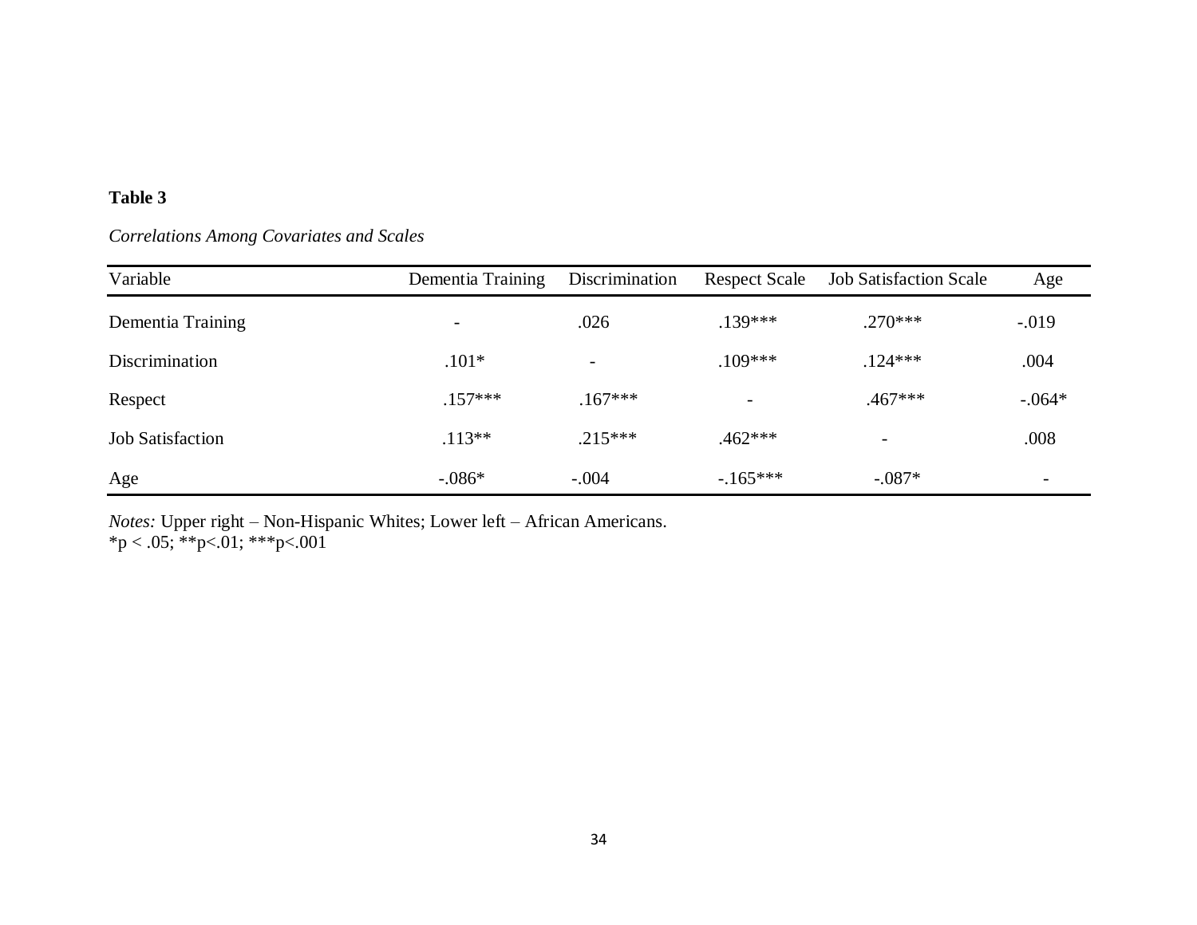**Table 3**

*Correlations Among Covariates and Scales*

| Variable | Dementia Training | Discrimination | Respect Scale | Job Satisfaction Scale | Age |
|---|---|---|---|---|---|
| Dementia Training | - | .026 | .139*** | .270*** | -.019 |
| Discrimination | .101* | - | .109*** | .124*** | .004 |
| Respect | .157*** | .167*** | - | .467*** | -.064* |
| Job Satisfaction | .113** | .215*** | .462*** | - | .008 |
| Age | -.086* | -.004 | -.165*** | -.087* | - |

*Notes:* Upper right – Non-Hispanic Whites; Lower left – African Americans.
*p < .05; **p<.01; ***p<.001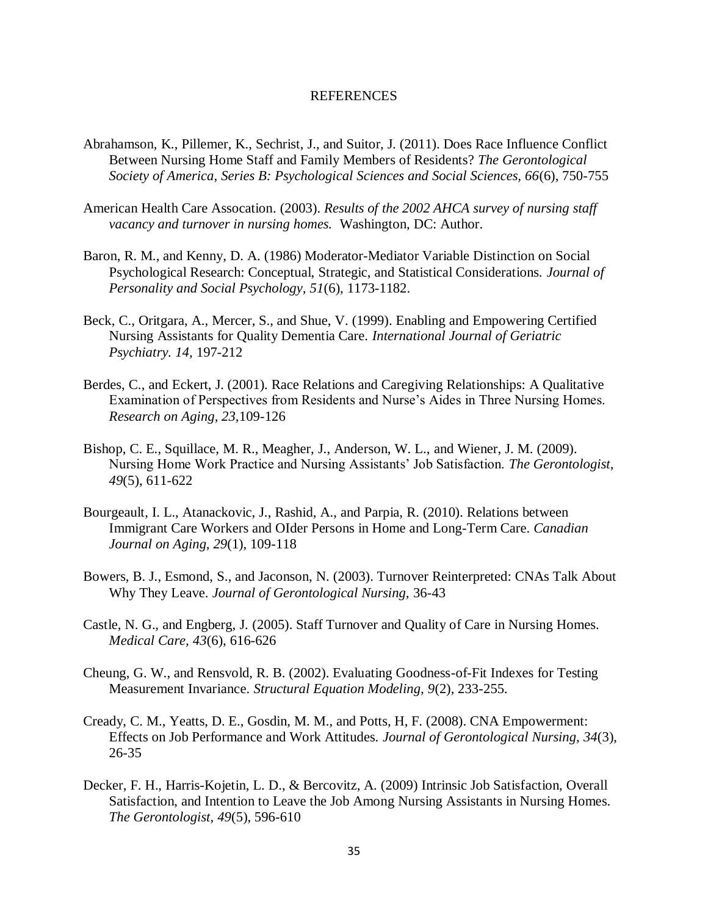# REFERENCES

Abrahamson, K., Pillemer, K., Sechrist, J., and Suitor, J. (2011). Does Race Influence Conflict Between Nursing Home Staff and Family Members of Residents? *The Gerontological Society of America, Series B: Psychological Sciences and Social Sciences, 66*(6), 750-755

American Health Care Assocation. (2003). *Results of the 2002 AHCA survey of nursing staff vacancy and turnover in nursing homes.* Washington, DC: Author.

Baron, R. M., and Kenny, D. A. (1986) Moderator-Mediator Variable Distinction on Social Psychological Research: Conceptual, Strategic, and Statistical Considerations. *Journal of Personality and Social Psychology, 51*(6), 1173-1182.

Beck, C., Oritgara, A., Mercer, S., and Shue, V. (1999). Enabling and Empowering Certified Nursing Assistants for Quality Dementia Care. *International Journal of Geriatric Psychiatry. 14,* 197-212

Berdes, C., and Eckert, J. (2001). Race Relations and Caregiving Relationships: A Qualitative Examination of Perspectives from Residents and Nurse's Aides in Three Nursing Homes. *Research on Aging, 23,*109-126

Bishop, C. E., Squillace, M. R., Meagher, J., Anderson, W. L., and Wiener, J. M. (2009). Nursing Home Work Practice and Nursing Assistants' Job Satisfaction. *The Gerontologist, 49*(5), 611-622

Bourgeault, I. L., Atanackovic, J., Rashid, A., and Parpia, R. (2010). Relations between Immigrant Care Workers and OIder Persons in Home and Long-Term Care. *Canadian Journal on Aging, 29*(1), 109-118

Bowers, B. J., Esmond, S., and Jaconson, N. (2003). Turnover Reinterpreted: CNAs Talk About Why They Leave. *Journal of Gerontological Nursing,* 36-43

Castle, N. G., and Engberg, J. (2005). Staff Turnover and Quality of Care in Nursing Homes. *Medical Care, 43*(6), 616-626

Cheung, G. W., and Rensvold, R. B. (2002). Evaluating Goodness-of-Fit Indexes for Testing Measurement Invariance. *Structural Equation Modeling, 9*(2), 233-255.

Cready, C. M., Yeatts, D. E., Gosdin, M. M., and Potts, H, F. (2008). CNA Empowerment: Effects on Job Performance and Work Attitudes. *Journal of Gerontological Nursing, 34*(3), 26-35

Decker, F. H., Harris-Kojetin, L. D., & Bercovitz, A. (2009) Intrinsic Job Satisfaction, Overall Satisfaction, and Intention to Leave the Job Among Nursing Assistants in Nursing Homes. *The Gerontologist, 49*(5), 596-610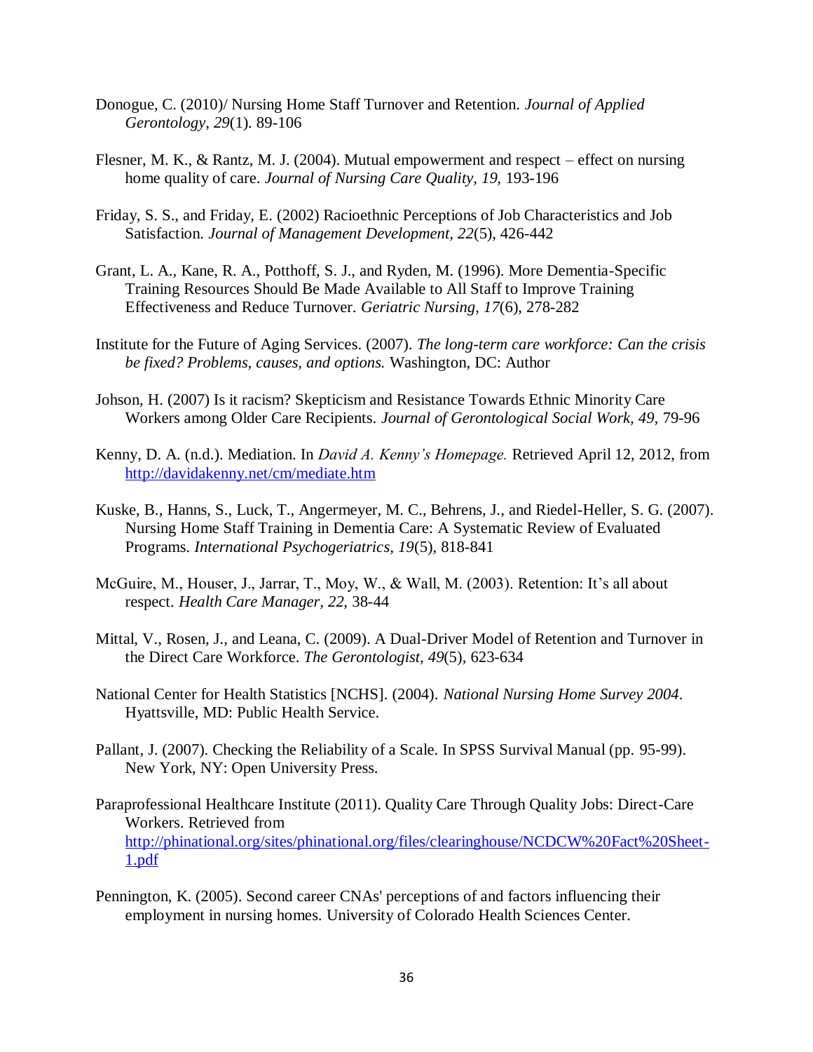Donogue, C. (2010)/ Nursing Home Staff Turnover and Retention. *Journal of Applied Gerontology, 29*(1). 89-106

Flesner, M. K., & Rantz, M. J. (2004). Mutual empowerment and respect – effect on nursing home quality of care. *Journal of Nursing Care Quality, 19,* 193-196

Friday, S. S., and Friday, E. (2002) Racioethnic Perceptions of Job Characteristics and Job Satisfaction. *Journal of Management Development, 22*(5), 426-442

Grant, L. A., Kane, R. A., Potthoff, S. J., and Ryden, M. (1996). More Dementia-Specific Training Resources Should Be Made Available to All Staff to Improve Training Effectiveness and Reduce Turnover. *Geriatric Nursing, 17*(6), 278-282

Institute for the Future of Aging Services. (2007). *The long-term care workforce: Can the crisis be fixed? Problems, causes, and options.* Washington, DC: Author

Johson, H. (2007) Is it racism? Skepticism and Resistance Towards Ethnic Minority Care Workers among Older Care Recipients. *Journal of Gerontological Social Work, 49*, 79-96

Kenny, D. A. (n.d.). Mediation. In *David A. Kenny's Homepage.* Retrieved April 12, 2012, from http://davidakenny.net/cm/mediate.htm

Kuske, B., Hanns, S., Luck, T., Angermeyer, M. C., Behrens, J., and Riedel-Heller, S. G. (2007). Nursing Home Staff Training in Dementia Care: A Systematic Review of Evaluated Programs. *International Psychogeriatrics, 19*(5), 818-841

McGuire, M., Houser, J., Jarrar, T., Moy, W., & Wall, M. (2003). Retention: It's all about respect. *Health Care Manager, 22,* 38-44

Mittal, V., Rosen, J., and Leana, C. (2009). A Dual-Driver Model of Retention and Turnover in the Direct Care Workforce. *The Gerontologist, 49*(5), 623-634

National Center for Health Statistics [NCHS]. (2004). *National Nursing Home Survey 2004*. Hyattsville, MD: Public Health Service.

Pallant, J. (2007). Checking the Reliability of a Scale. In SPSS Survival Manual (pp. 95-99). New York, NY: Open University Press.

Paraprofessional Healthcare Institute (2011). Quality Care Through Quality Jobs: Direct-Care Workers. Retrieved from http://phinational.org/sites/phinational.org/files/clearinghouse/NCDCW%20Fact%20Sheet-1.pdf

Pennington, K. (2005). Second career CNAs' perceptions of and factors influencing their employment in nursing homes. University of Colorado Health Sciences Center.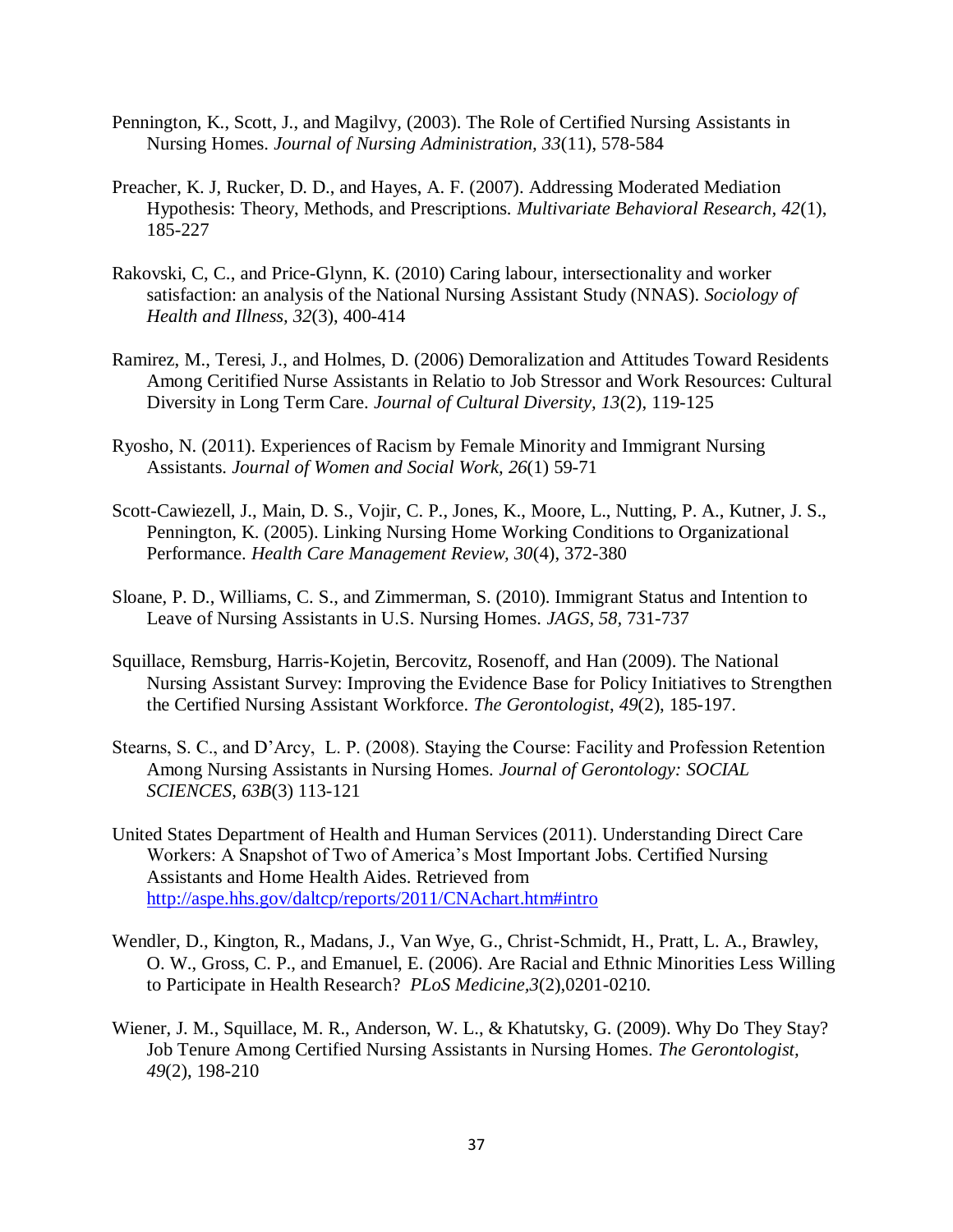Pennington, K., Scott, J., and Magilvy, (2003). The Role of Certified Nursing Assistants in Nursing Homes. *Journal of Nursing Administration, 33*(11), 578-584

Preacher, K. J, Rucker, D. D., and Hayes, A. F. (2007). Addressing Moderated Mediation Hypothesis: Theory, Methods, and Prescriptions. *Multivariate Behavioral Research*, *42*(1), 185-227

Rakovski, C, C., and Price-Glynn, K. (2010) Caring labour, intersectionality and worker satisfaction: an analysis of the National Nursing Assistant Study (NNAS). *Sociology of Health and Illness, 32*(3), 400-414

Ramirez, M., Teresi, J., and Holmes, D. (2006) Demoralization and Attitudes Toward Residents Among Ceritified Nurse Assistants in Relatio to Job Stressor and Work Resources: Cultural Diversity in Long Term Care. *Journal of Cultural Diversity*, *13*(2), 119-125

Ryosho, N. (2011). Experiences of Racism by Female Minority and Immigrant Nursing Assistants. *Journal of Women and Social Work, 26*(1) 59-71

Scott-Cawiezell, J., Main, D. S., Vojir, C. P., Jones, K., Moore, L., Nutting, P. A., Kutner, J. S., Pennington, K. (2005). Linking Nursing Home Working Conditions to Organizational Performance. *Health Care Management Review, 30*(4), 372-380

Sloane, P. D., Williams, C. S., and Zimmerman, S. (2010). Immigrant Status and Intention to Leave of Nursing Assistants in U.S. Nursing Homes. *JAGS, 58*, 731-737

Squillace, Remsburg, Harris-Kojetin, Bercovitz, Rosenoff, and Han (2009). The National Nursing Assistant Survey: Improving the Evidence Base for Policy Initiatives to Strengthen the Certified Nursing Assistant Workforce. *The Gerontologist*, *49*(2), 185-197.

Stearns, S. C., and D'Arcy, L. P. (2008). Staying the Course: Facility and Profession Retention Among Nursing Assistants in Nursing Homes. *Journal of Gerontology: SOCIAL SCIENCES, 63B*(3) 113-121

United States Department of Health and Human Services (2011). Understanding Direct Care Workers: A Snapshot of Two of America's Most Important Jobs. Certified Nursing Assistants and Home Health Aides. Retrieved from http://aspe.hhs.gov/daltcp/reports/2011/CNAchart.htm#intro

Wendler, D., Kington, R., Madans, J., Van Wye, G., Christ-Schmidt, H., Pratt, L. A., Brawley, O. W., Gross, C. P., and Emanuel, E. (2006). Are Racial and Ethnic Minorities Less Willing to Participate in Health Research? *PLoS Medicine*,*3*(2),0201-0210.

Wiener, J. M., Squillace, M. R., Anderson, W. L., & Khatutsky, G. (2009). Why Do They Stay? Job Tenure Among Certified Nursing Assistants in Nursing Homes. *The Gerontologist*, *49*(2), 198-210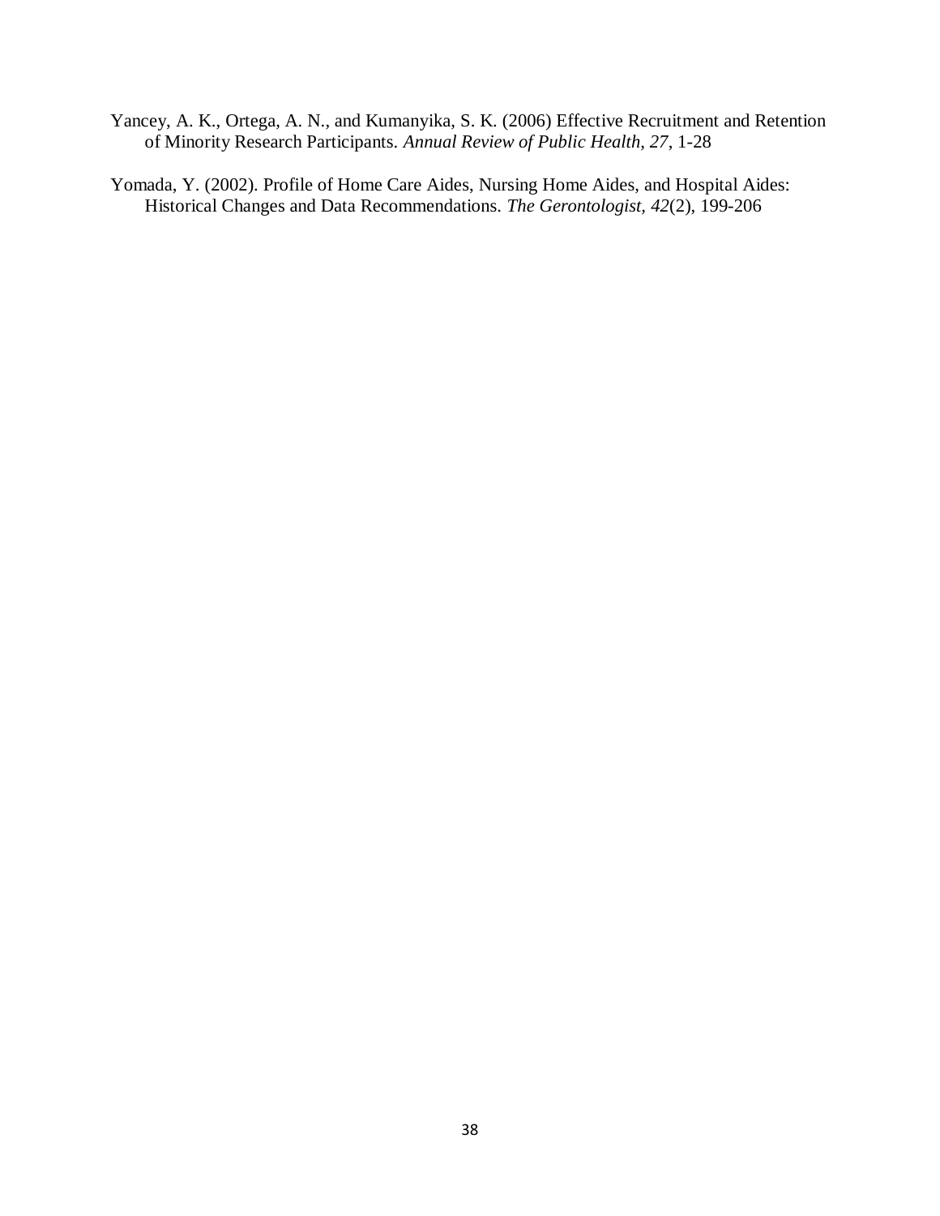Yancey, A. K., Ortega, A. N., and Kumanyika, S. K. (2006) Effective Recruitment and Retention of Minority Research Participants. *Annual Review of Public Health, 27*, 1-28

Yomada, Y. (2002). Profile of Home Care Aides, Nursing Home Aides, and Hospital Aides: Historical Changes and Data Recommendations. *The Gerontologist*, *42*(2), 199-206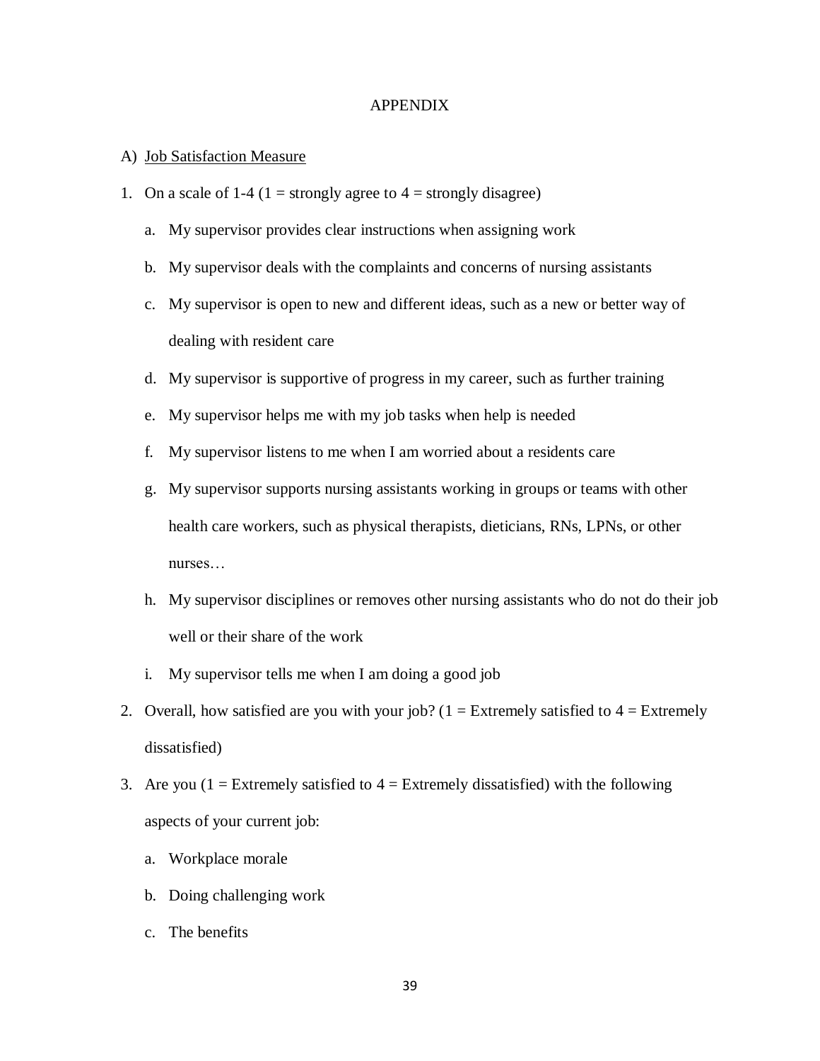# APPENDIX

A) <u>Job Satisfaction Measure</u>

1. On a scale of 1-4 (1 = strongly agree to 4 = strongly disagree)
   a. My supervisor provides clear instructions when assigning work
   b. My supervisor deals with the complaints and concerns of nursing assistants
   c. My supervisor is open to new and different ideas, such as a new or better way of dealing with resident care
   d. My supervisor is supportive of progress in my career, such as further training
   e. My supervisor helps me with my job tasks when help is needed
   f. My supervisor listens to me when I am worried about a residents care
   g. My supervisor supports nursing assistants working in groups or teams with other health care workers, such as physical therapists, dieticians, RNs, LPNs, or other nurses…
   h. My supervisor disciplines or removes other nursing assistants who do not do their job well or their share of the work
   i. My supervisor tells me when I am doing a good job
2. Overall, how satisfied are you with your job? (1 = Extremely satisfied to 4 = Extremely dissatisfied)
3. Are you (1 = Extremely satisfied to 4 = Extremely dissatisfied) with the following aspects of your current job:
   a. Workplace morale
   b. Doing challenging work
   c. The benefits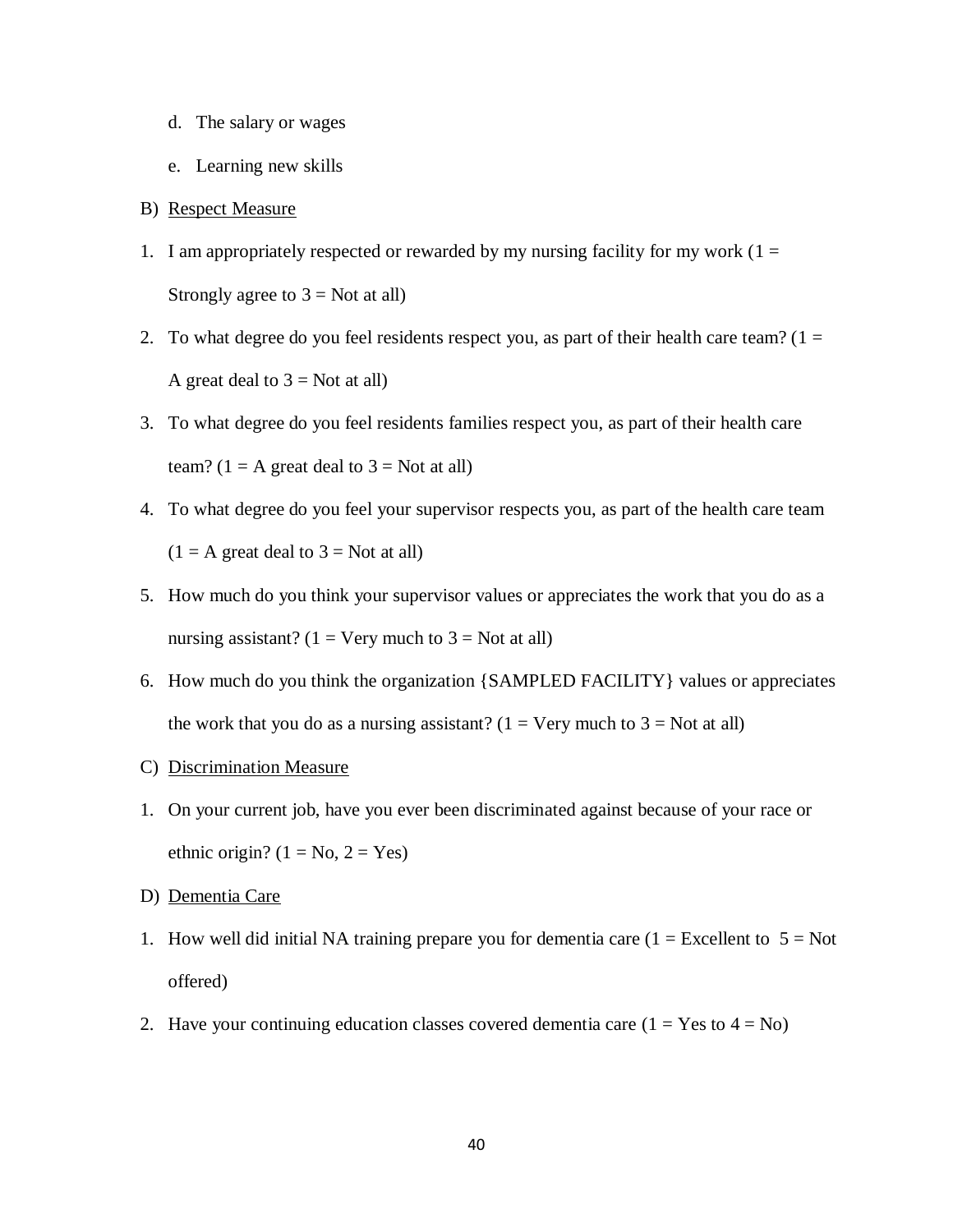d. The salary or wages

e. Learning new skills

B) Respect Measure

1. I am appropriately respected or rewarded by my nursing facility for my work (1 = Strongly agree to 3 = Not at all)
2. To what degree do you feel residents respect you, as part of their health care team? (1 = A great deal to 3 = Not at all)
3. To what degree do you feel residents families respect you, as part of their health care team? (1 = A great deal to 3 = Not at all)
4. To what degree do you feel your supervisor respects you, as part of the health care team (1 = A great deal to 3 = Not at all)
5. How much do you think your supervisor values or appreciates the work that you do as a nursing assistant? (1 = Very much to 3 = Not at all)
6. How much do you think the organization {SAMPLED FACILITY} values or appreciates the work that you do as a nursing assistant? (1 = Very much to 3 = Not at all)

C) Discrimination Measure

1. On your current job, have you ever been discriminated against because of your race or ethnic origin? (1 = No, 2 = Yes)

D) Dementia Care

1. How well did initial NA training prepare you for dementia care (1 = Excellent to 5 = Not offered)
2. Have your continuing education classes covered dementia care (1 = Yes to 4 = No)